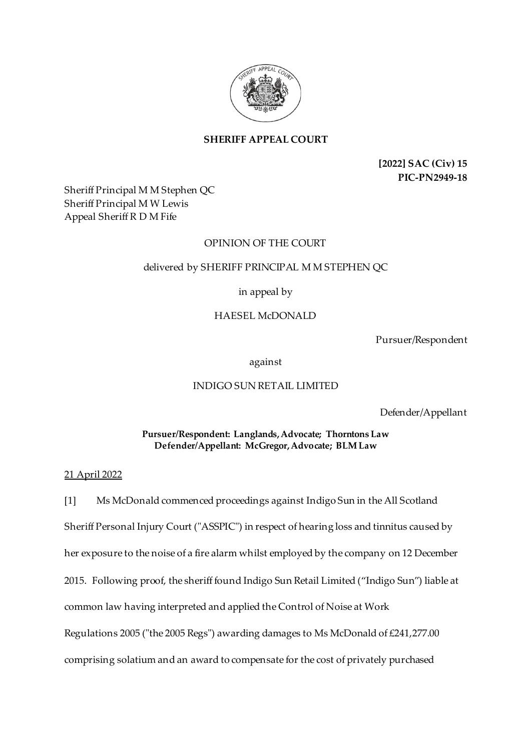**SHERIFF APPEAL COURT**

**[2022] SAC (Civ) 15**
**PIC-PN2949-18**

Sheriff Principal M M Stephen QC
Sheriff Principal M W Lewis
Appeal Sheriff R D M Fife

OPINION OF THE COURT

delivered by SHERIFF PRINCIPAL M M STEPHEN QC

in appeal by

HAESEL McDONALD

Pursuer/Respondent

against

INDIGO SUN RETAIL LIMITED

Defender/Appellant

**Pursuer/Respondent: Langlands, Advocate; Thorntons Law**
**Defender/Appellant: McGregor, Advocate; BLM Law**

21 April 2022

[1] Ms McDonald commenced proceedings against Indigo Sun in the All Scotland Sheriff Personal Injury Court ("ASSPIC") in respect of hearing loss and tinnitus caused by her exposure to the noise of a fire alarm whilst employed by the company on 12 December 2015. Following proof, the sheriff found Indigo Sun Retail Limited ("Indigo Sun") liable at common law having interpreted and applied the Control of Noise at Work Regulations 2005 ("the 2005 Regs") awarding damages to Ms McDonald of £241,277.00 comprising solatium and an award to compensate for the cost of privately purchased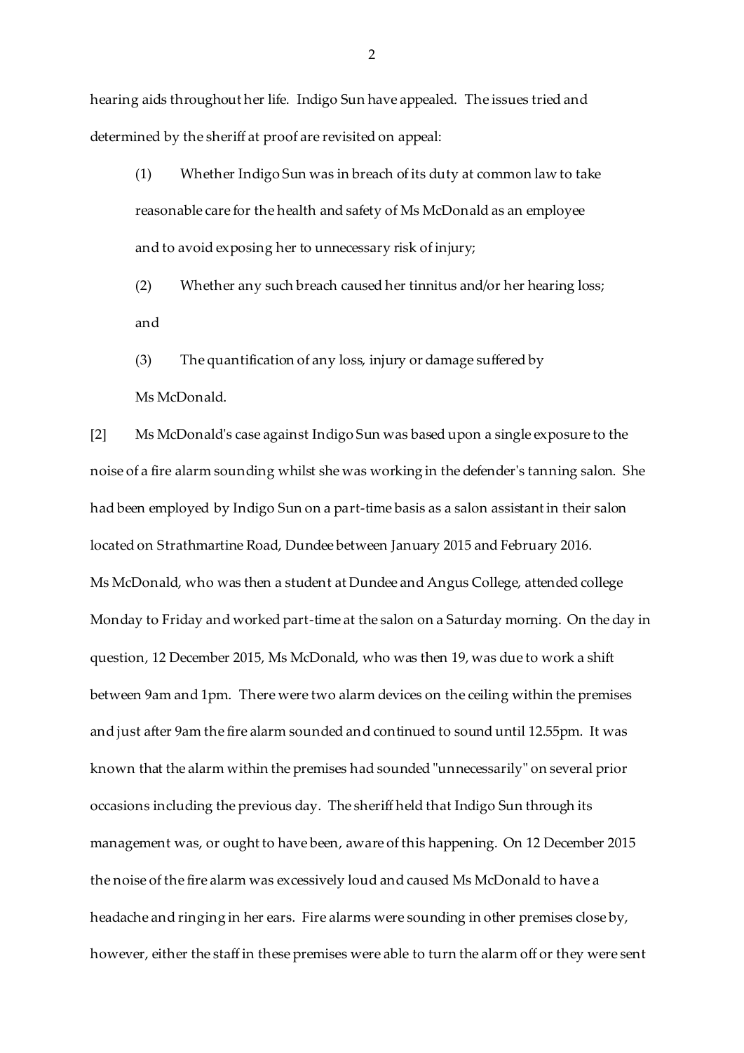hearing aids throughout her life. Indigo Sun have appealed. The issues tried and determined by the sheriff at proof are revisited on appeal:

(1) Whether Indigo Sun was in breach of its duty at common law to take reasonable care for the health and safety of Ms McDonald as an employee and to avoid exposing her to unnecessary risk of injury;

(2) Whether any such breach caused her tinnitus and/or her hearing loss; and

(3) The quantification of any loss, injury or damage suffered by Ms McDonald.

[2] Ms McDonald's case against Indigo Sun was based upon a single exposure to the noise of a fire alarm sounding whilst she was working in the defender's tanning salon. She had been employed by Indigo Sun on a part-time basis as a salon assistant in their salon located on Strathmartine Road, Dundee between January 2015 and February 2016. Ms McDonald, who was then a student at Dundee and Angus College, attended college Monday to Friday and worked part-time at the salon on a Saturday morning. On the day in question, 12 December 2015, Ms McDonald, who was then 19, was due to work a shift between 9am and 1pm. There were two alarm devices on the ceiling within the premises and just after 9am the fire alarm sounded and continued to sound until 12.55pm. It was known that the alarm within the premises had sounded "unnecessarily" on several prior occasions including the previous day. The sheriff held that Indigo Sun through its management was, or ought to have been, aware of this happening. On 12 December 2015 the noise of the fire alarm was excessively loud and caused Ms McDonald to have a headache and ringing in her ears. Fire alarms were sounding in other premises close by, however, either the staff in these premises were able to turn the alarm off or they were sent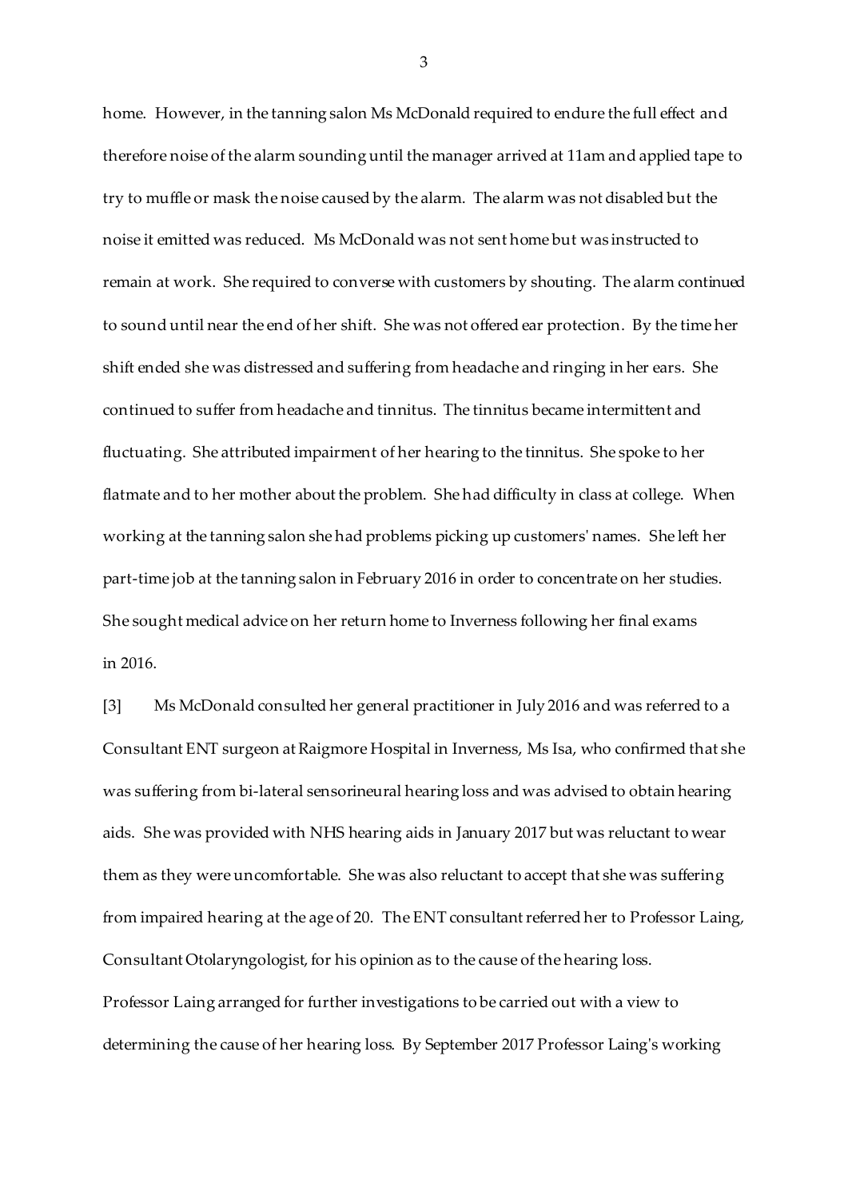home. However, in the tanning salon Ms McDonald required to endure the full effect and therefore noise of the alarm sounding until the manager arrived at 11am and applied tape to try to muffle or mask the noise caused by the alarm. The alarm was not disabled but the noise it emitted was reduced. Ms McDonald was not sent home but was instructed to remain at work. She required to converse with customers by shouting. The alarm continued to sound until near the end of her shift. She was not offered ear protection. By the time her shift ended she was distressed and suffering from headache and ringing in her ears. She continued to suffer from headache and tinnitus. The tinnitus became intermittent and fluctuating. She attributed impairment of her hearing to the tinnitus. She spoke to her flatmate and to her mother about the problem. She had difficulty in class at college. When working at the tanning salon she had problems picking up customers' names. She left her part-time job at the tanning salon in February 2016 in order to concentrate on her studies. She sought medical advice on her return home to Inverness following her final exams in 2016.

[3] Ms McDonald consulted her general practitioner in July 2016 and was referred to a Consultant ENT surgeon at Raigmore Hospital in Inverness, Ms Isa, who confirmed that she was suffering from bi-lateral sensorineural hearing loss and was advised to obtain hearing aids. She was provided with NHS hearing aids in January 2017 but was reluctant to wear them as they were uncomfortable. She was also reluctant to accept that she was suffering from impaired hearing at the age of 20. The ENT consultant referred her to Professor Laing, Consultant Otolaryngologist, for his opinion as to the cause of the hearing loss. Professor Laing arranged for further investigations to be carried out with a view to determining the cause of her hearing loss. By September 2017 Professor Laing's working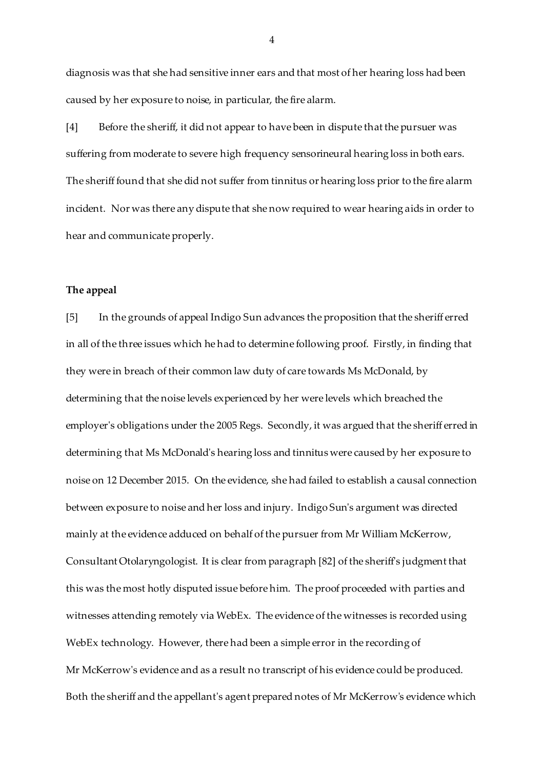diagnosis was that she had sensitive inner ears and that most of her hearing loss had been caused by her exposure to noise, in particular, the fire alarm.

[4] Before the sheriff, it did not appear to have been in dispute that the pursuer was suffering from moderate to severe high frequency sensorineural hearing loss in both ears. The sheriff found that she did not suffer from tinnitus or hearing loss prior to the fire alarm incident. Nor was there any dispute that she now required to wear hearing aids in order to hear and communicate properly.

**The appeal**

[5] In the grounds of appeal Indigo Sun advances the proposition that the sheriff erred in all of the three issues which he had to determine following proof. Firstly, in finding that they were in breach of their common law duty of care towards Ms McDonald, by determining that the noise levels experienced by her were levels which breached the employer's obligations under the 2005 Regs. Secondly, it was argued that the sheriff erred in determining that Ms McDonald's hearing loss and tinnitus were caused by her exposure to noise on 12 December 2015. On the evidence, she had failed to establish a causal connection between exposure to noise and her loss and injury. Indigo Sun's argument was directed mainly at the evidence adduced on behalf of the pursuer from Mr William McKerrow, Consultant Otolaryngologist. It is clear from paragraph [82] of the sheriff's judgment that this was the most hotly disputed issue before him. The proof proceeded with parties and witnesses attending remotely via WebEx. The evidence of the witnesses is recorded using WebEx technology. However, there had been a simple error in the recording of Mr McKerrow's evidence and as a result no transcript of his evidence could be produced. Both the sheriff and the appellant's agent prepared notes of Mr McKerrow's evidence which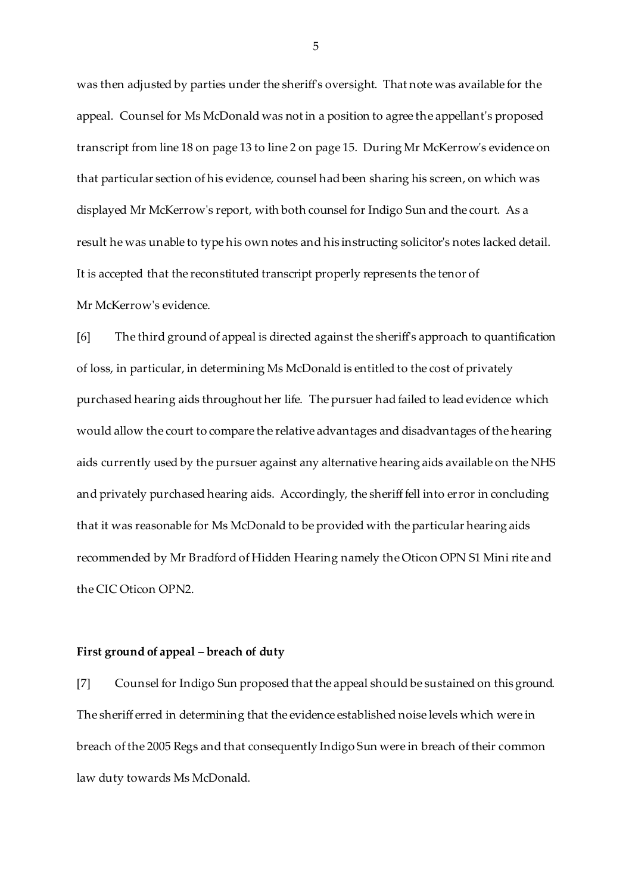was then adjusted by parties under the sheriff's oversight. That note was available for the appeal. Counsel for Ms McDonald was not in a position to agree the appellant's proposed transcript from line 18 on page 13 to line 2 on page 15. During Mr McKerrow's evidence on that particular section of his evidence, counsel had been sharing his screen, on which was displayed Mr McKerrow's report, with both counsel for Indigo Sun and the court. As a result he was unable to type his own notes and his instructing solicitor's notes lacked detail. It is accepted that the reconstituted transcript properly represents the tenor of Mr McKerrow's evidence.

[6] The third ground of appeal is directed against the sheriff's approach to quantification of loss, in particular, in determining Ms McDonald is entitled to the cost of privately purchased hearing aids throughout her life. The pursuer had failed to lead evidence which would allow the court to compare the relative advantages and disadvantages of the hearing aids currently used by the pursuer against any alternative hearing aids available on the NHS and privately purchased hearing aids. Accordingly, the sheriff fell into error in concluding that it was reasonable for Ms McDonald to be provided with the particular hearing aids recommended by Mr Bradford of Hidden Hearing namely the Oticon OPN S1 Mini rite and the CIC Oticon OPN2.

**First ground of appeal – breach of duty**

[7] Counsel for Indigo Sun proposed that the appeal should be sustained on this ground. The sheriff erred in determining that the evidence established noise levels which were in breach of the 2005 Regs and that consequently Indigo Sun were in breach of their common law duty towards Ms McDonald.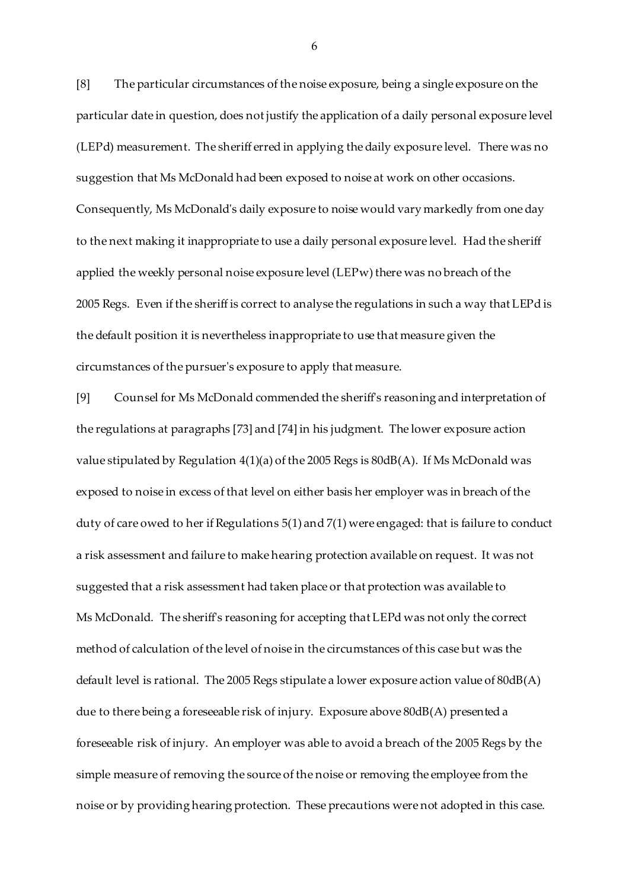[8] The particular circumstances of the noise exposure, being a single exposure on the particular date in question, does not justify the application of a daily personal exposure level (LEPd) measurement. The sheriff erred in applying the daily exposure level. There was no suggestion that Ms McDonald had been exposed to noise at work on other occasions. Consequently, Ms McDonald's daily exposure to noise would vary markedly from one day to the next making it inappropriate to use a daily personal exposure level. Had the sheriff applied the weekly personal noise exposure level (LEPw) there was no breach of the 2005 Regs. Even if the sheriff is correct to analyse the regulations in such a way that LEPd is the default position it is nevertheless inappropriate to use that measure given the circumstances of the pursuer's exposure to apply that measure.

[9] Counsel for Ms McDonald commended the sheriff's reasoning and interpretation of the regulations at paragraphs [73] and [74] in his judgment. The lower exposure action value stipulated by Regulation 4(1)(a) of the 2005 Regs is 80dB(A). If Ms McDonald was exposed to noise in excess of that level on either basis her employer was in breach of the duty of care owed to her if Regulations 5(1) and 7(1) were engaged: that is failure to conduct a risk assessment and failure to make hearing protection available on request. It was not suggested that a risk assessment had taken place or that protection was available to Ms McDonald. The sheriff's reasoning for accepting that LEPd was not only the correct method of calculation of the level of noise in the circumstances of this case but was the default level is rational. The 2005 Regs stipulate a lower exposure action value of 80dB(A) due to there being a foreseeable risk of injury. Exposure above 80dB(A) presented a foreseeable risk of injury. An employer was able to avoid a breach of the 2005 Regs by the simple measure of removing the source of the noise or removing the employee from the noise or by providing hearing protection. These precautions were not adopted in this case.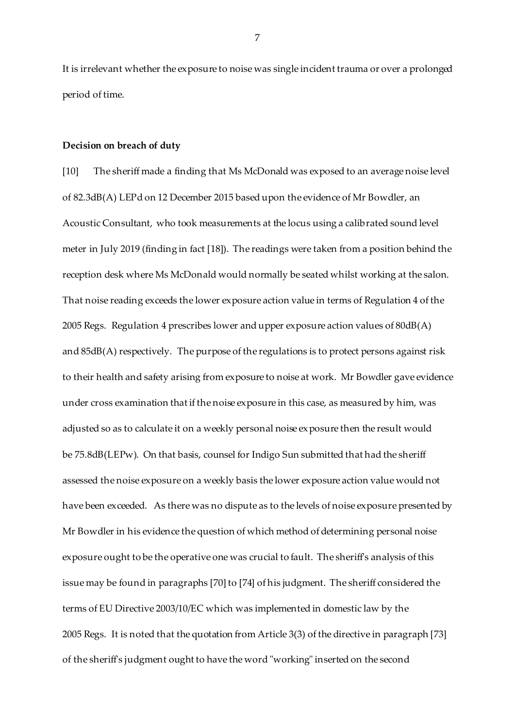It is irrelevant whether the exposure to noise was single incident trauma or over a prolonged period of time.

**Decision on breach of duty**

[10] The sheriff made a finding that Ms McDonald was exposed to an average noise level of 82.3dB(A) LEPd on 12 December 2015 based upon the evidence of Mr Bowdler, an Acoustic Consultant, who took measurements at the locus using a calibrated sound level meter in July 2019 (finding in fact [18]). The readings were taken from a position behind the reception desk where Ms McDonald would normally be seated whilst working at the salon. That noise reading exceeds the lower exposure action value in terms of Regulation 4 of the 2005 Regs. Regulation 4 prescribes lower and upper exposure action values of 80dB(A) and 85dB(A) respectively. The purpose of the regulations is to protect persons against risk to their health and safety arising from exposure to noise at work. Mr Bowdler gave evidence under cross examination that if the noise exposure in this case, as measured by him, was adjusted so as to calculate it on a weekly personal noise exposure then the result would be 75.8dB(LEPw). On that basis, counsel for Indigo Sun submitted that had the sheriff assessed the noise exposure on a weekly basis the lower exposure action value would not have been exceeded. As there was no dispute as to the levels of noise exposure presented by Mr Bowdler in his evidence the question of which method of determining personal noise exposure ought to be the operative one was crucial to fault. The sheriff's analysis of this issue may be found in paragraphs [70] to [74] of his judgment. The sheriff considered the terms of EU Directive 2003/10/EC which was implemented in domestic law by the 2005 Regs. It is noted that the quotation from Article 3(3) of the directive in paragraph [73] of the sheriff's judgment ought to have the word "working" inserted on the second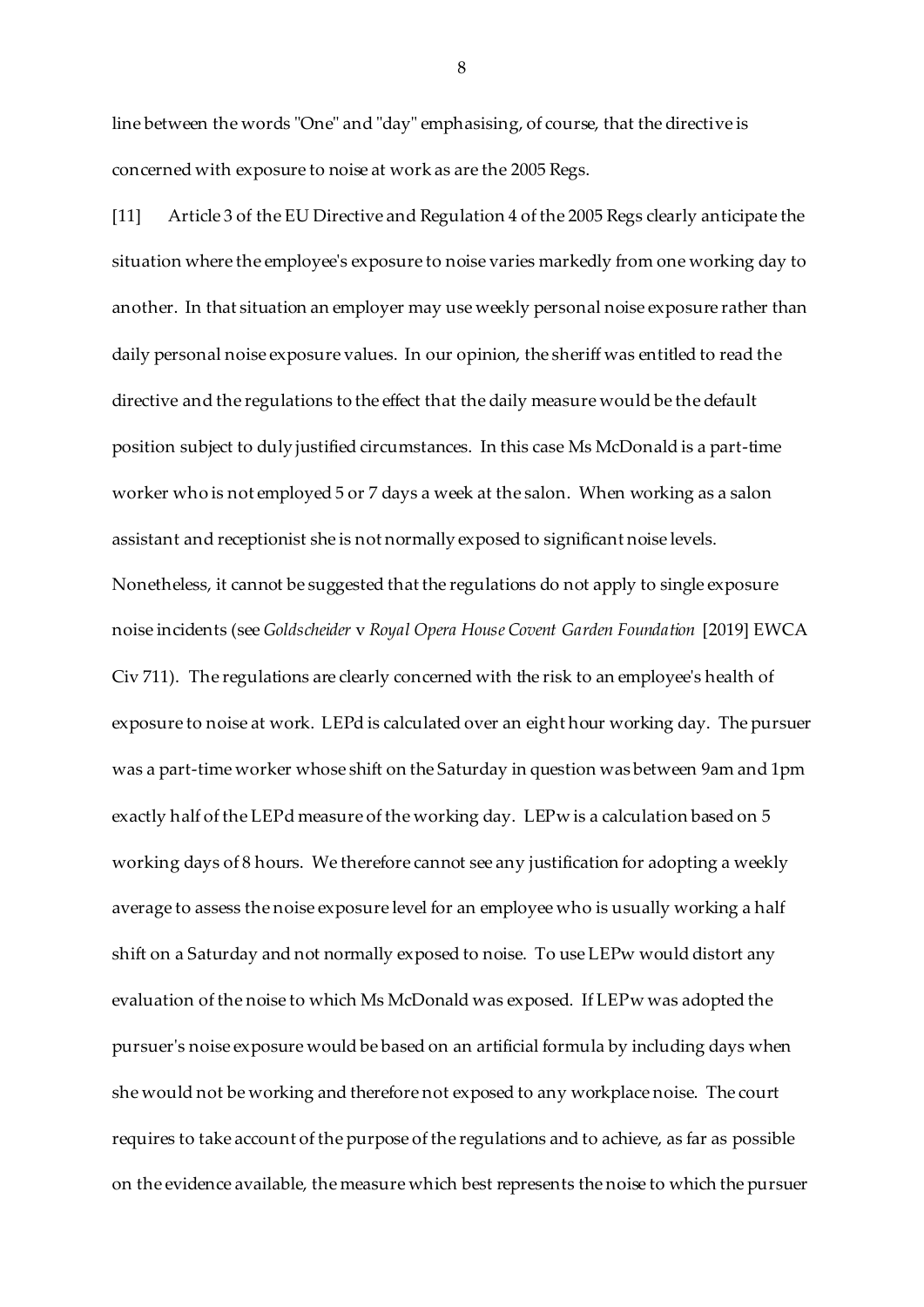line between the words "One" and "day" emphasising, of course, that the directive is concerned with exposure to noise at work as are the 2005 Regs.

[11] Article 3 of the EU Directive and Regulation 4 of the 2005 Regs clearly anticipate the situation where the employee's exposure to noise varies markedly from one working day to another. In that situation an employer may use weekly personal noise exposure rather than daily personal noise exposure values. In our opinion, the sheriff was entitled to read the directive and the regulations to the effect that the daily measure would be the default position subject to duly justified circumstances. In this case Ms McDonald is a part-time worker who is not employed 5 or 7 days a week at the salon. When working as a salon assistant and receptionist she is not normally exposed to significant noise levels. Nonetheless, it cannot be suggested that the regulations do not apply to single exposure noise incidents (see *Goldscheider* v *Royal Opera House Covent Garden Foundation* [2019] EWCA Civ 711). The regulations are clearly concerned with the risk to an employee's health of exposure to noise at work. LEPd is calculated over an eight hour working day. The pursuer was a part-time worker whose shift on the Saturday in question was between 9am and 1pm exactly half of the LEPd measure of the working day. LEPw is a calculation based on 5 working days of 8 hours. We therefore cannot see any justification for adopting a weekly average to assess the noise exposure level for an employee who is usually working a half shift on a Saturday and not normally exposed to noise. To use LEPw would distort any evaluation of the noise to which Ms McDonald was exposed. If LEPw was adopted the pursuer's noise exposure would be based on an artificial formula by including days when she would not be working and therefore not exposed to any workplace noise. The court requires to take account of the purpose of the regulations and to achieve, as far as possible on the evidence available, the measure which best represents the noise to which the pursuer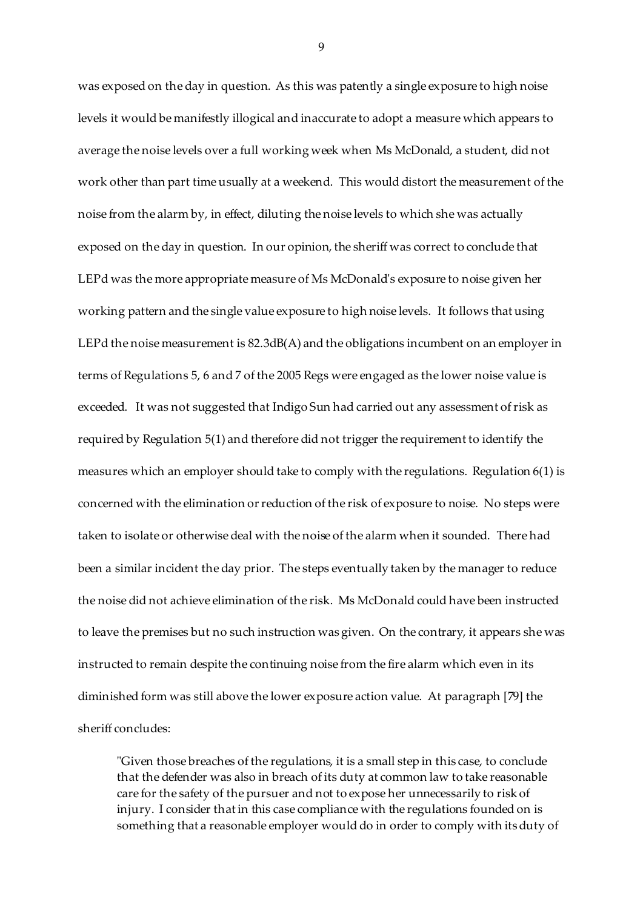was exposed on the day in question. As this was patently a single exposure to high noise levels it would be manifestly illogical and inaccurate to adopt a measure which appears to average the noise levels over a full working week when Ms McDonald, a student, did not work other than part time usually at a weekend. This would distort the measurement of the noise from the alarm by, in effect, diluting the noise levels to which she was actually exposed on the day in question. In our opinion, the sheriff was correct to conclude that LEPd was the more appropriate measure of Ms McDonald's exposure to noise given her working pattern and the single value exposure to high noise levels. It follows that using LEPd the noise measurement is 82.3dB(A) and the obligations incumbent on an employer in terms of Regulations 5, 6 and 7 of the 2005 Regs were engaged as the lower noise value is exceeded. It was not suggested that Indigo Sun had carried out any assessment of risk as required by Regulation 5(1) and therefore did not trigger the requirement to identify the measures which an employer should take to comply with the regulations. Regulation 6(1) is concerned with the elimination or reduction of the risk of exposure to noise. No steps were taken to isolate or otherwise deal with the noise of the alarm when it sounded. There had been a similar incident the day prior. The steps eventually taken by the manager to reduce the noise did not achieve elimination of the risk. Ms McDonald could have been instructed to leave the premises but no such instruction was given. On the contrary, it appears she was instructed to remain despite the continuing noise from the fire alarm which even in its diminished form was still above the lower exposure action value. At paragraph [79] the sheriff concludes:

> "Given those breaches of the regulations, it is a small step in this case, to conclude that the defender was also in breach of its duty at common law to take reasonable care for the safety of the pursuer and not to expose her unnecessarily to risk of injury. I consider that in this case compliance with the regulations founded on is something that a reasonable employer would do in order to comply with its duty of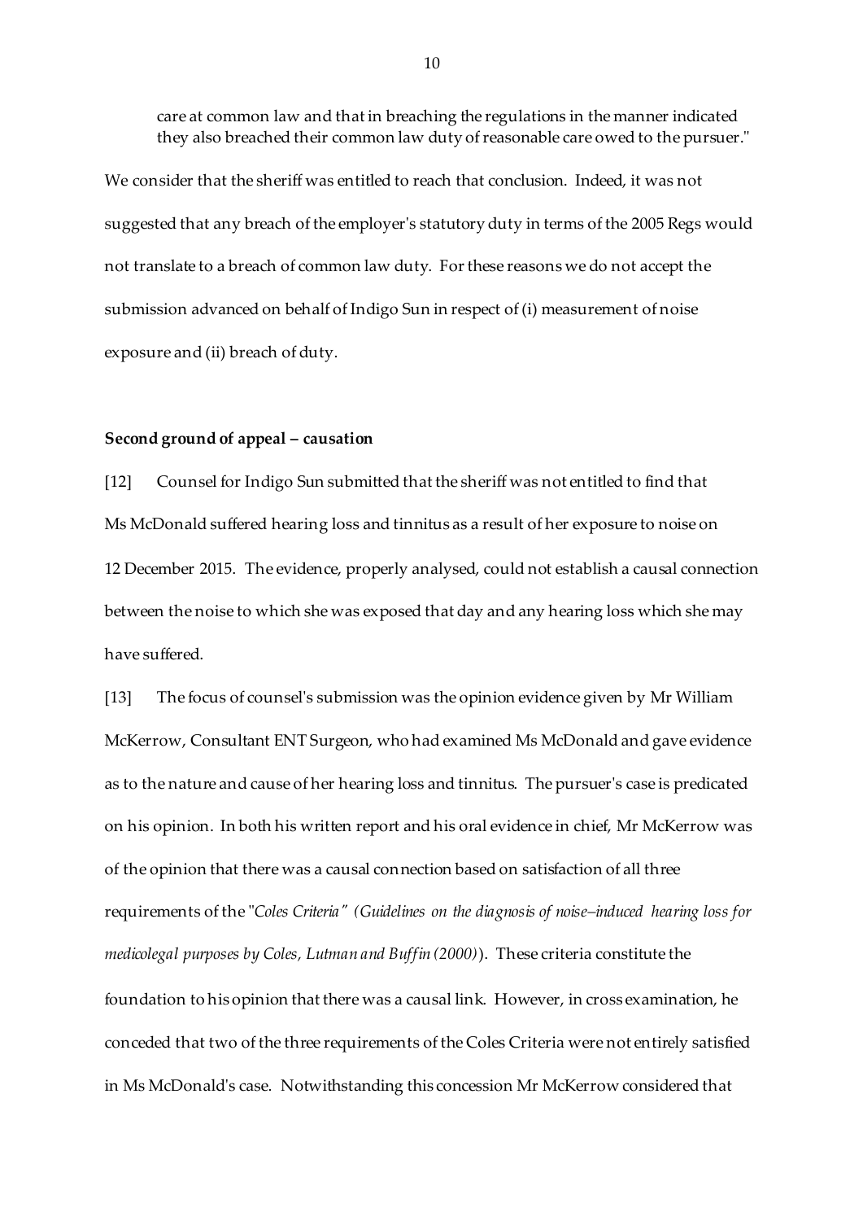care at common law and that in breaching the regulations in the manner indicated they also breached their common law duty of reasonable care owed to the pursuer."

We consider that the sheriff was entitled to reach that conclusion. Indeed, it was not suggested that any breach of the employer's statutory duty in terms of the 2005 Regs would not translate to a breach of common law duty. For these reasons we do not accept the submission advanced on behalf of Indigo Sun in respect of (i) measurement of noise exposure and (ii) breach of duty.

**Second ground of appeal – causation**

[12] Counsel for Indigo Sun submitted that the sheriff was not entitled to find that Ms McDonald suffered hearing loss and tinnitus as a result of her exposure to noise on 12 December 2015. The evidence, properly analysed, could not establish a causal connection between the noise to which she was exposed that day and any hearing loss which she may have suffered.

[13] The focus of counsel's submission was the opinion evidence given by Mr William McKerrow, Consultant ENT Surgeon, who had examined Ms McDonald and gave evidence as to the nature and cause of her hearing loss and tinnitus. The pursuer's case is predicated on his opinion. In both his written report and his oral evidence in chief, Mr McKerrow was of the opinion that there was a causal connection based on satisfaction of all three requirements of the "*Coles Criteria" (Guidelines on the diagnosis of noise–induced hearing loss for medicolegal purposes by Coles, Lutman and Buffin (2000)*). These criteria constitute the foundation to his opinion that there was a causal link. However, in cross examination, he conceded that two of the three requirements of the Coles Criteria were not entirely satisfied in Ms McDonald's case. Notwithstanding this concession Mr McKerrow considered that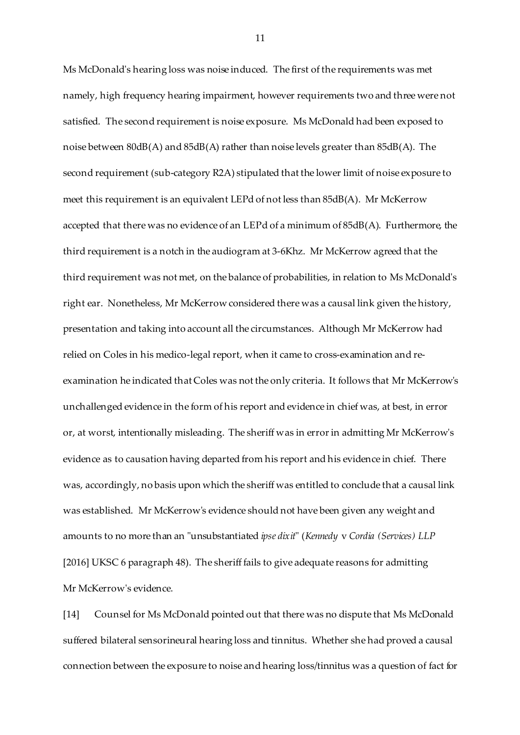Ms McDonald's hearing loss was noise induced. The first of the requirements was met namely, high frequency hearing impairment, however requirements two and three were not satisfied. The second requirement is noise exposure. Ms McDonald had been exposed to noise between 80dB(A) and 85dB(A) rather than noise levels greater than 85dB(A). The second requirement (sub-category R2A) stipulated that the lower limit of noise exposure to meet this requirement is an equivalent LEPd of not less than 85dB(A). Mr McKerrow accepted that there was no evidence of an LEPd of a minimum of 85dB(A). Furthermore, the third requirement is a notch in the audiogram at 3-6Khz. Mr McKerrow agreed that the third requirement was not met, on the balance of probabilities, in relation to Ms McDonald's right ear. Nonetheless, Mr McKerrow considered there was a causal link given the history, presentation and taking into account all the circumstances. Although Mr McKerrow had relied on Coles in his medico-legal report, when it came to cross-examination and re-examination he indicated that Coles was not the only criteria. It follows that Mr McKerrow's unchallenged evidence in the form of his report and evidence in chief was, at best, in error or, at worst, intentionally misleading. The sheriff was in error in admitting Mr McKerrow's evidence as to causation having departed from his report and his evidence in chief. There was, accordingly, no basis upon which the sheriff was entitled to conclude that a causal link was established. Mr McKerrow's evidence should not have been given any weight and amounts to no more than an "unsubstantiated *ipse dixit*" (*Kennedy* v *Cordia (Services) LLP* [2016] UKSC 6 paragraph 48). The sheriff fails to give adequate reasons for admitting Mr McKerrow's evidence.

[14] Counsel for Ms McDonald pointed out that there was no dispute that Ms McDonald suffered bilateral sensorineural hearing loss and tinnitus. Whether she had proved a causal connection between the exposure to noise and hearing loss/tinnitus was a question of fact for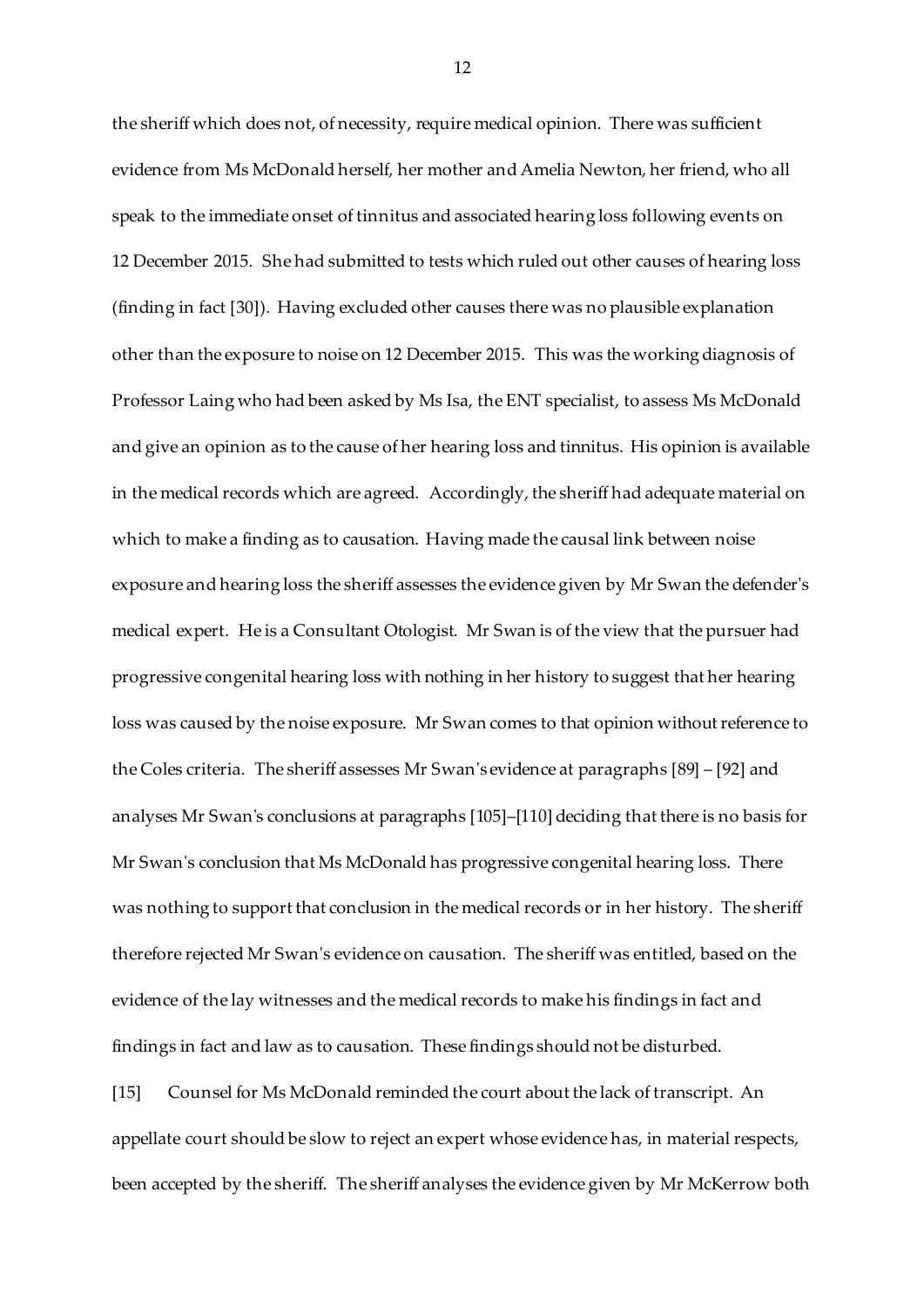the sheriff which does not, of necessity, require medical opinion. There was sufficient evidence from Ms McDonald herself, her mother and Amelia Newton, her friend, who all speak to the immediate onset of tinnitus and associated hearing loss following events on 12 December 2015. She had submitted to tests which ruled out other causes of hearing loss (finding in fact [30]). Having excluded other causes there was no plausible explanation other than the exposure to noise on 12 December 2015. This was the working diagnosis of Professor Laing who had been asked by Ms Isa, the ENT specialist, to assess Ms McDonald and give an opinion as to the cause of her hearing loss and tinnitus. His opinion is available in the medical records which are agreed. Accordingly, the sheriff had adequate material on which to make a finding as to causation. Having made the causal link between noise exposure and hearing loss the sheriff assesses the evidence given by Mr Swan the defender's medical expert. He is a Consultant Otologist. Mr Swan is of the view that the pursuer had progressive congenital hearing loss with nothing in her history to suggest that her hearing loss was caused by the noise exposure. Mr Swan comes to that opinion without reference to the Coles criteria. The sheriff assesses Mr Swan's evidence at paragraphs [89] – [92] and analyses Mr Swan's conclusions at paragraphs [105]–[110] deciding that there is no basis for Mr Swan's conclusion that Ms McDonald has progressive congenital hearing loss. There was nothing to support that conclusion in the medical records or in her history. The sheriff therefore rejected Mr Swan's evidence on causation. The sheriff was entitled, based on the evidence of the lay witnesses and the medical records to make his findings in fact and findings in fact and law as to causation. These findings should not be disturbed.

[15] Counsel for Ms McDonald reminded the court about the lack of transcript. An appellate court should be slow to reject an expert whose evidence has, in material respects, been accepted by the sheriff. The sheriff analyses the evidence given by Mr McKerrow both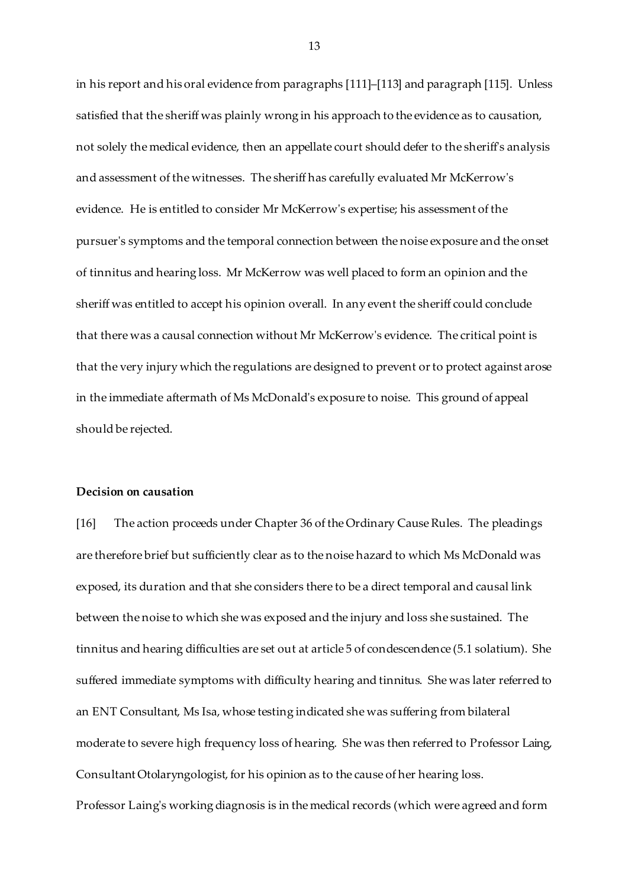in his report and his oral evidence from paragraphs [111]–[113] and paragraph [115]. Unless satisfied that the sheriff was plainly wrong in his approach to the evidence as to causation, not solely the medical evidence, then an appellate court should defer to the sheriff's analysis and assessment of the witnesses. The sheriff has carefully evaluated Mr McKerrow's evidence. He is entitled to consider Mr McKerrow's expertise; his assessment of the pursuer's symptoms and the temporal connection between the noise exposure and the onset of tinnitus and hearing loss. Mr McKerrow was well placed to form an opinion and the sheriff was entitled to accept his opinion overall. In any event the sheriff could conclude that there was a causal connection without Mr McKerrow's evidence. The critical point is that the very injury which the regulations are designed to prevent or to protect against arose in the immediate aftermath of Ms McDonald's exposure to noise. This ground of appeal should be rejected.

**Decision on causation**

[16] The action proceeds under Chapter 36 of the Ordinary Cause Rules. The pleadings are therefore brief but sufficiently clear as to the noise hazard to which Ms McDonald was exposed, its duration and that she considers there to be a direct temporal and causal link between the noise to which she was exposed and the injury and loss she sustained. The tinnitus and hearing difficulties are set out at article 5 of condescendence (5.1 solatium). She suffered immediate symptoms with difficulty hearing and tinnitus. She was later referred to an ENT Consultant, Ms Isa, whose testing indicated she was suffering from bilateral moderate to severe high frequency loss of hearing. She was then referred to Professor Laing, Consultant Otolaryngologist, for his opinion as to the cause of her hearing loss. Professor Laing's working diagnosis is in the medical records (which were agreed and form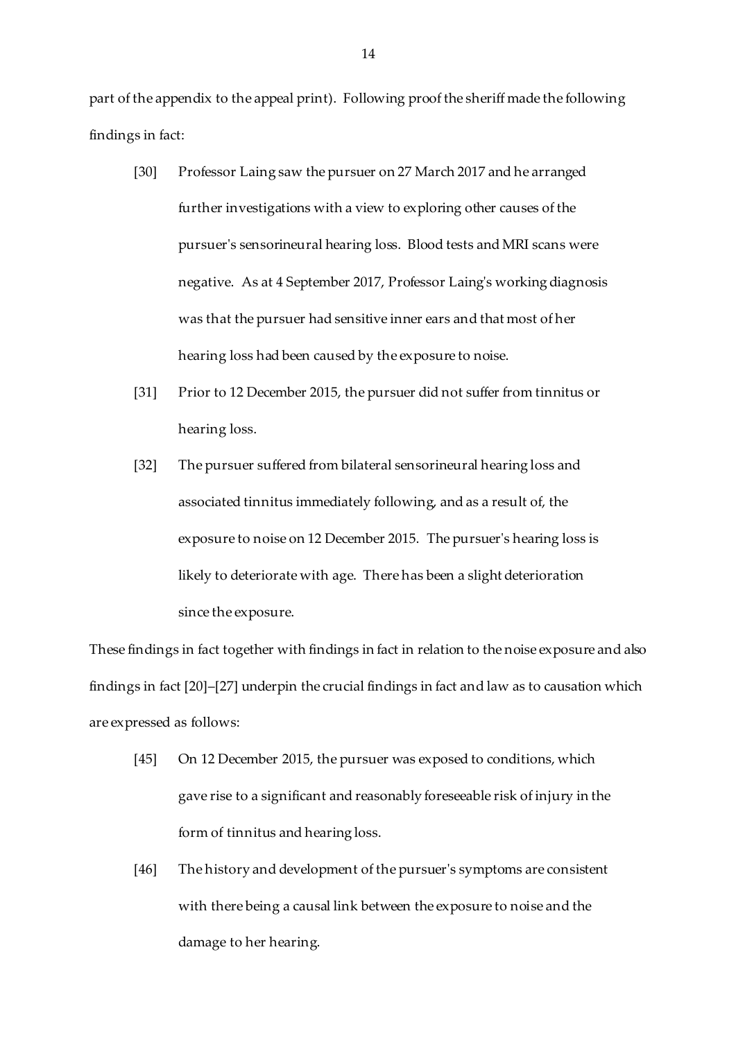part of the appendix to the appeal print). Following proof the sheriff made the following findings in fact:

> [30] Professor Laing saw the pursuer on 27 March 2017 and he arranged further investigations with a view to exploring other causes of the pursuer's sensorineural hearing loss. Blood tests and MRI scans were negative. As at 4 September 2017, Professor Laing's working diagnosis was that the pursuer had sensitive inner ears and that most of her hearing loss had been caused by the exposure to noise.
>
> [31] Prior to 12 December 2015, the pursuer did not suffer from tinnitus or hearing loss.
>
> [32] The pursuer suffered from bilateral sensorineural hearing loss and associated tinnitus immediately following, and as a result of, the exposure to noise on 12 December 2015. The pursuer's hearing loss is likely to deteriorate with age. There has been a slight deterioration since the exposure.

These findings in fact together with findings in fact in relation to the noise exposure and also findings in fact [20]–[27] underpin the crucial findings in fact and law as to causation which are expressed as follows:

> [45] On 12 December 2015, the pursuer was exposed to conditions, which gave rise to a significant and reasonably foreseeable risk of injury in the form of tinnitus and hearing loss.
>
> [46] The history and development of the pursuer's symptoms are consistent with there being a causal link between the exposure to noise and the damage to her hearing.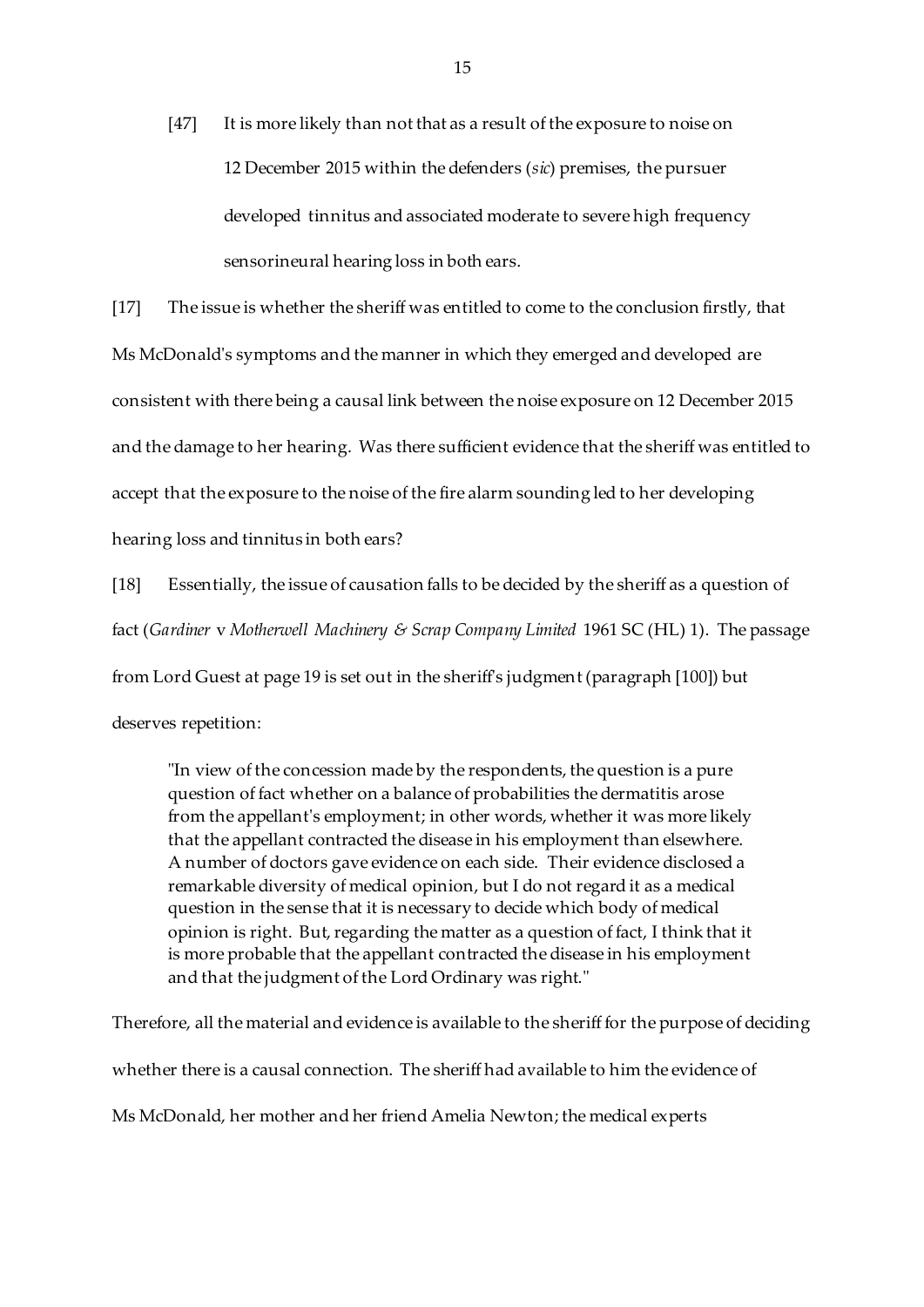> [47] It is more likely than not that as a result of the exposure to noise on 12 December 2015 within the defenders (*sic*) premises, the pursuer developed tinnitus and associated moderate to severe high frequency sensorineural hearing loss in both ears.

[17] The issue is whether the sheriff was entitled to come to the conclusion firstly, that Ms McDonald's symptoms and the manner in which they emerged and developed are consistent with there being a causal link between the noise exposure on 12 December 2015 and the damage to her hearing. Was there sufficient evidence that the sheriff was entitled to accept that the exposure to the noise of the fire alarm sounding led to her developing hearing loss and tinnitus in both ears?

[18] Essentially, the issue of causation falls to be decided by the sheriff as a question of fact (*Gardiner* v *Motherwell Machinery & Scrap Company Limited* 1961 SC (HL) 1). The passage from Lord Guest at page 19 is set out in the sheriff's judgment (paragraph [100]) but deserves repetition:

> "In view of the concession made by the respondents, the question is a pure question of fact whether on a balance of probabilities the dermatitis arose from the appellant's employment; in other words, whether it was more likely that the appellant contracted the disease in his employment than elsewhere. A number of doctors gave evidence on each side. Their evidence disclosed a remarkable diversity of medical opinion, but I do not regard it as a medical question in the sense that it is necessary to decide which body of medical opinion is right. But, regarding the matter as a question of fact, I think that it is more probable that the appellant contracted the disease in his employment and that the judgment of the Lord Ordinary was right."

Therefore, all the material and evidence is available to the sheriff for the purpose of deciding whether there is a causal connection. The sheriff had available to him the evidence of Ms McDonald, her mother and her friend Amelia Newton; the medical experts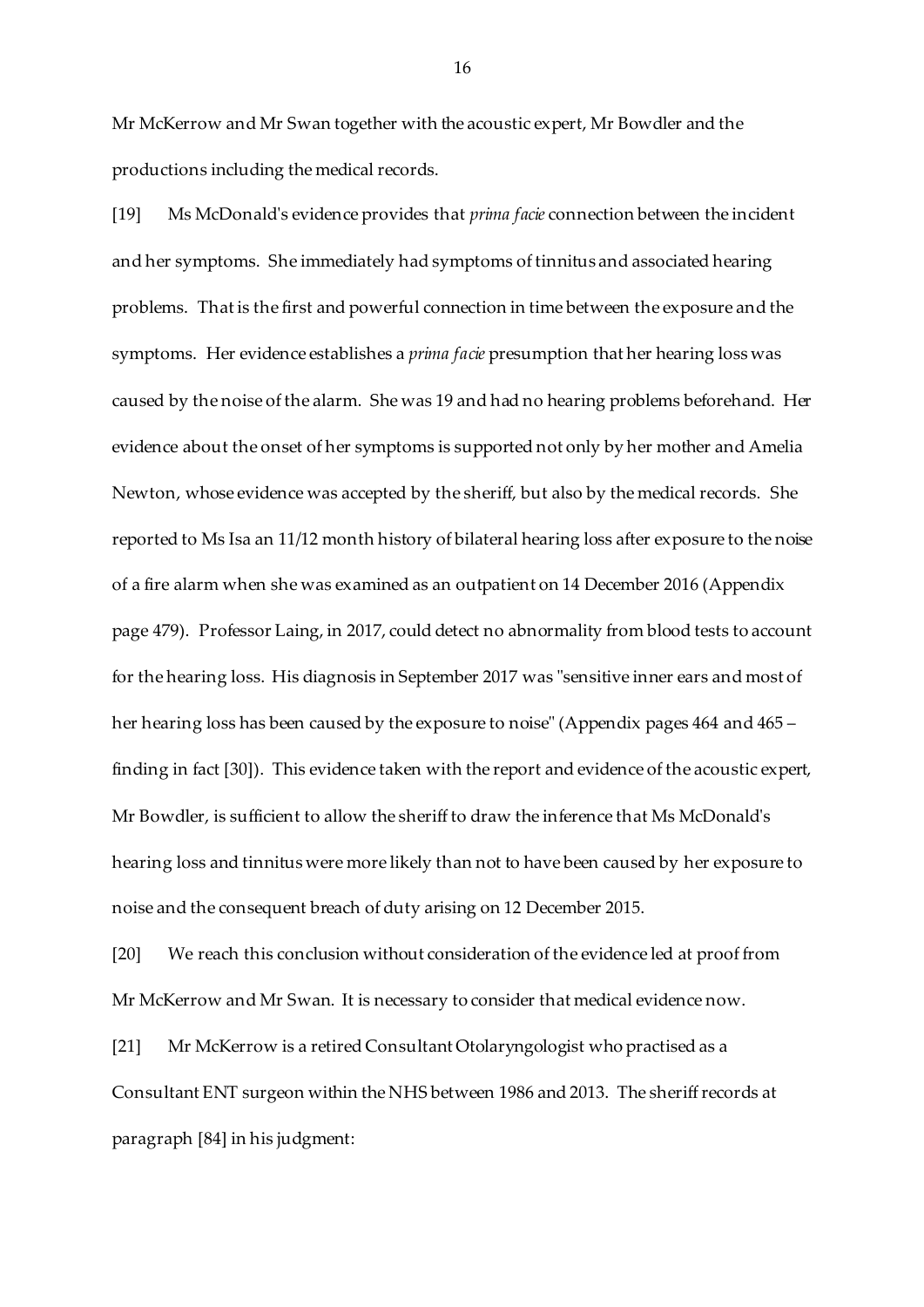Mr McKerrow and Mr Swan together with the acoustic expert, Mr Bowdler and the productions including the medical records.

[19] Ms McDonald's evidence provides that *prima facie* connection between the incident and her symptoms. She immediately had symptoms of tinnitus and associated hearing problems. That is the first and powerful connection in time between the exposure and the symptoms. Her evidence establishes a *prima facie* presumption that her hearing loss was caused by the noise of the alarm. She was 19 and had no hearing problems beforehand. Her evidence about the onset of her symptoms is supported not only by her mother and Amelia Newton, whose evidence was accepted by the sheriff, but also by the medical records. She reported to Ms Isa an 11/12 month history of bilateral hearing loss after exposure to the noise of a fire alarm when she was examined as an outpatient on 14 December 2016 (Appendix page 479). Professor Laing, in 2017, could detect no abnormality from blood tests to account for the hearing loss. His diagnosis in September 2017 was "sensitive inner ears and most of her hearing loss has been caused by the exposure to noise" (Appendix pages 464 and 465 – finding in fact [30]). This evidence taken with the report and evidence of the acoustic expert, Mr Bowdler, is sufficient to allow the sheriff to draw the inference that Ms McDonald's hearing loss and tinnitus were more likely than not to have been caused by her exposure to noise and the consequent breach of duty arising on 12 December 2015.

[20] We reach this conclusion without consideration of the evidence led at proof from Mr McKerrow and Mr Swan. It is necessary to consider that medical evidence now.

[21] Mr McKerrow is a retired Consultant Otolaryngologist who practised as a Consultant ENT surgeon within the NHS between 1986 and 2013. The sheriff records at paragraph [84] in his judgment: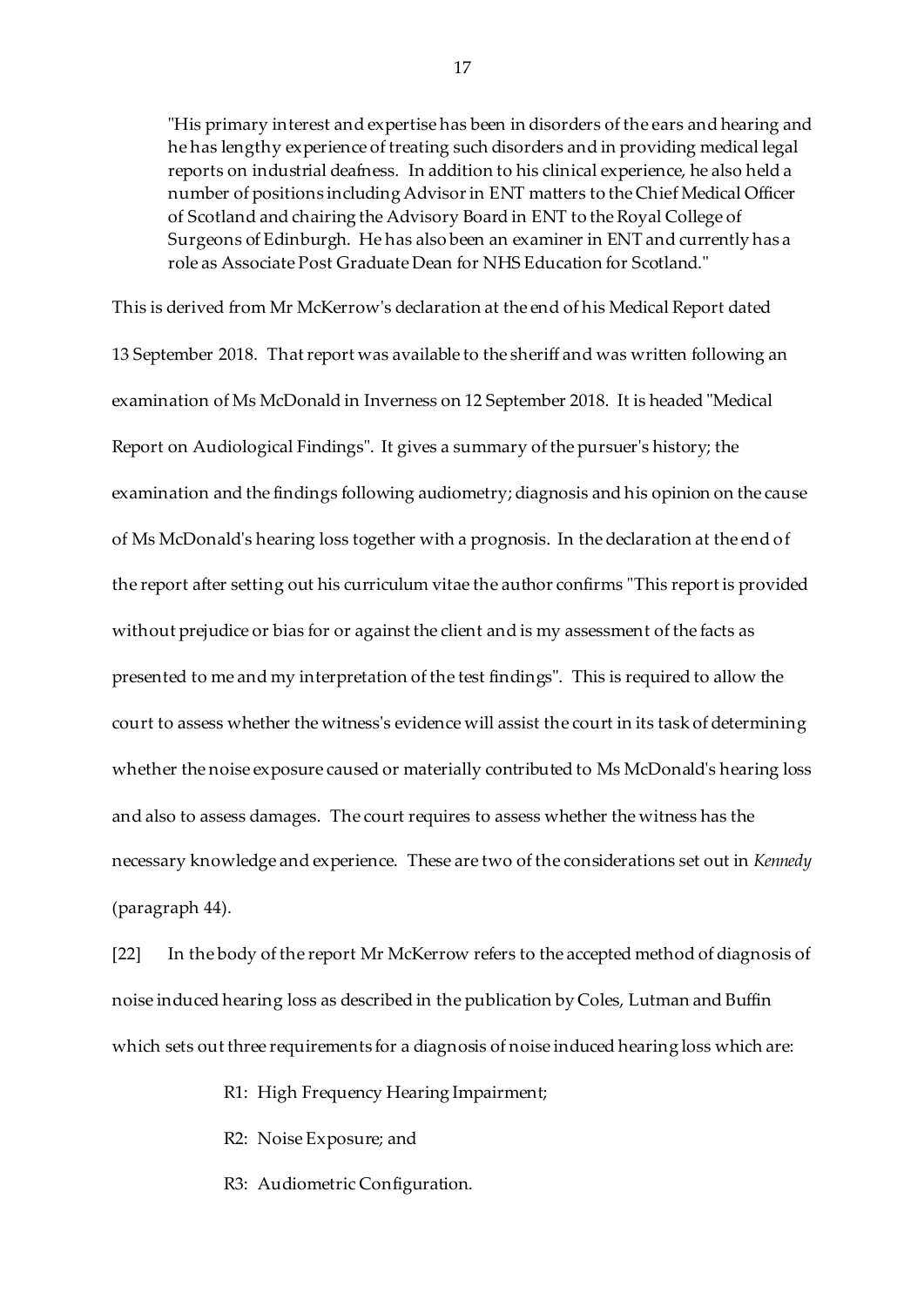> "His primary interest and expertise has been in disorders of the ears and hearing and he has lengthy experience of treating such disorders and in providing medical legal reports on industrial deafness. In addition to his clinical experience, he also held a number of positions including Advisor in ENT matters to the Chief Medical Officer of Scotland and chairing the Advisory Board in ENT to the Royal College of Surgeons of Edinburgh. He has also been an examiner in ENT and currently has a role as Associate Post Graduate Dean for NHS Education for Scotland."

This is derived from Mr McKerrow's declaration at the end of his Medical Report dated 13 September 2018. That report was available to the sheriff and was written following an examination of Ms McDonald in Inverness on 12 September 2018. It is headed "Medical Report on Audiological Findings". It gives a summary of the pursuer's history; the examination and the findings following audiometry; diagnosis and his opinion on the cause of Ms McDonald's hearing loss together with a prognosis. In the declaration at the end of the report after setting out his curriculum vitae the author confirms "This report is provided without prejudice or bias for or against the client and is my assessment of the facts as presented to me and my interpretation of the test findings". This is required to allow the court to assess whether the witness's evidence will assist the court in its task of determining whether the noise exposure caused or materially contributed to Ms McDonald's hearing loss and also to assess damages. The court requires to assess whether the witness has the necessary knowledge and experience. These are two of the considerations set out in *Kennedy* (paragraph 44).

[22] In the body of the report Mr McKerrow refers to the accepted method of diagnosis of noise induced hearing loss as described in the publication by Coles, Lutman and Buffin which sets out three requirements for a diagnosis of noise induced hearing loss which are:

R1: High Frequency Hearing Impairment;

R2: Noise Exposure; and

R3: Audiometric Configuration.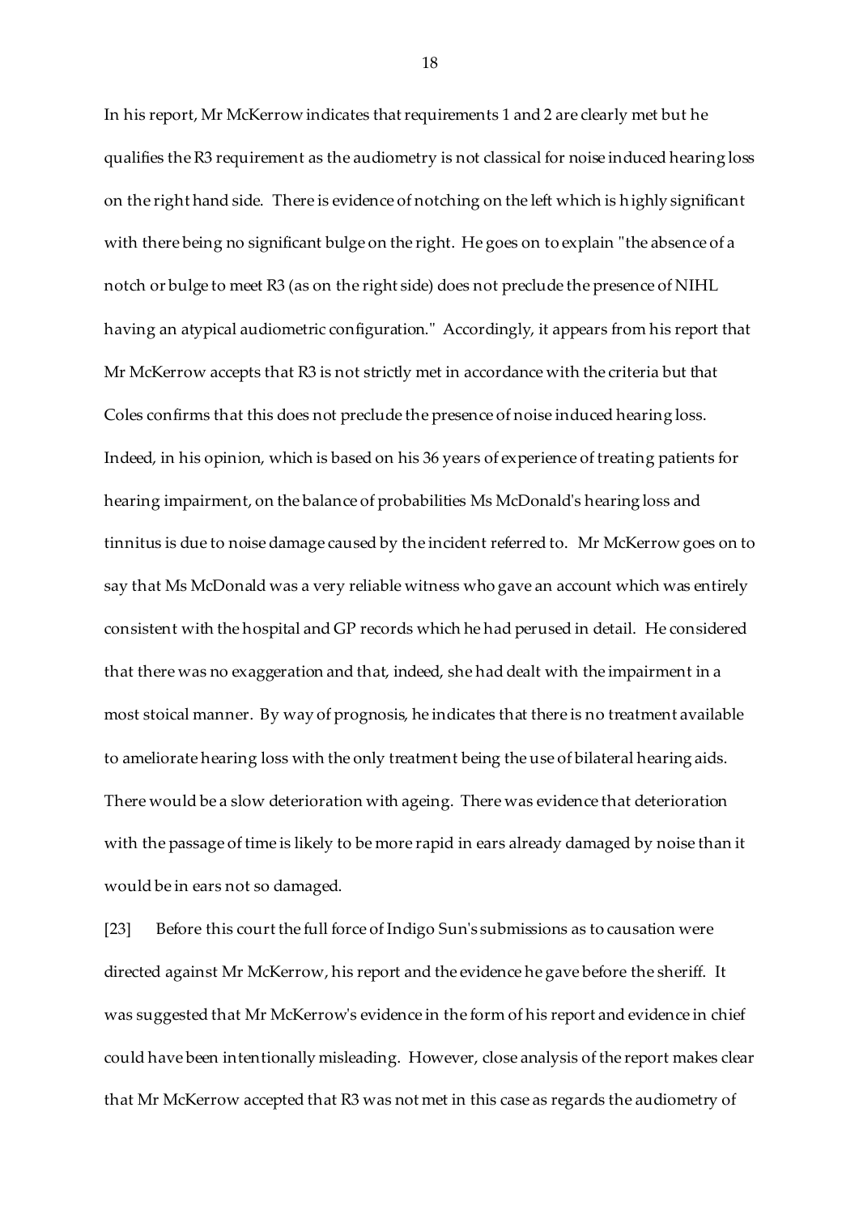In his report, Mr McKerrow indicates that requirements 1 and 2 are clearly met but he qualifies the R3 requirement as the audiometry is not classical for noise induced hearing loss on the right hand side. There is evidence of notching on the left which is highly significant with there being no significant bulge on the right. He goes on to explain "the absence of a notch or bulge to meet R3 (as on the right side) does not preclude the presence of NIHL having an atypical audiometric configuration." Accordingly, it appears from his report that Mr McKerrow accepts that R3 is not strictly met in accordance with the criteria but that Coles confirms that this does not preclude the presence of noise induced hearing loss. Indeed, in his opinion, which is based on his 36 years of experience of treating patients for hearing impairment, on the balance of probabilities Ms McDonald's hearing loss and tinnitus is due to noise damage caused by the incident referred to. Mr McKerrow goes on to say that Ms McDonald was a very reliable witness who gave an account which was entirely consistent with the hospital and GP records which he had perused in detail. He considered that there was no exaggeration and that, indeed, she had dealt with the impairment in a most stoical manner. By way of prognosis, he indicates that there is no treatment available to ameliorate hearing loss with the only treatment being the use of bilateral hearing aids. There would be a slow deterioration with ageing. There was evidence that deterioration with the passage of time is likely to be more rapid in ears already damaged by noise than it would be in ears not so damaged.

[23] Before this court the full force of Indigo Sun's submissions as to causation were directed against Mr McKerrow, his report and the evidence he gave before the sheriff. It was suggested that Mr McKerrow's evidence in the form of his report and evidence in chief could have been intentionally misleading. However, close analysis of the report makes clear that Mr McKerrow accepted that R3 was not met in this case as regards the audiometry of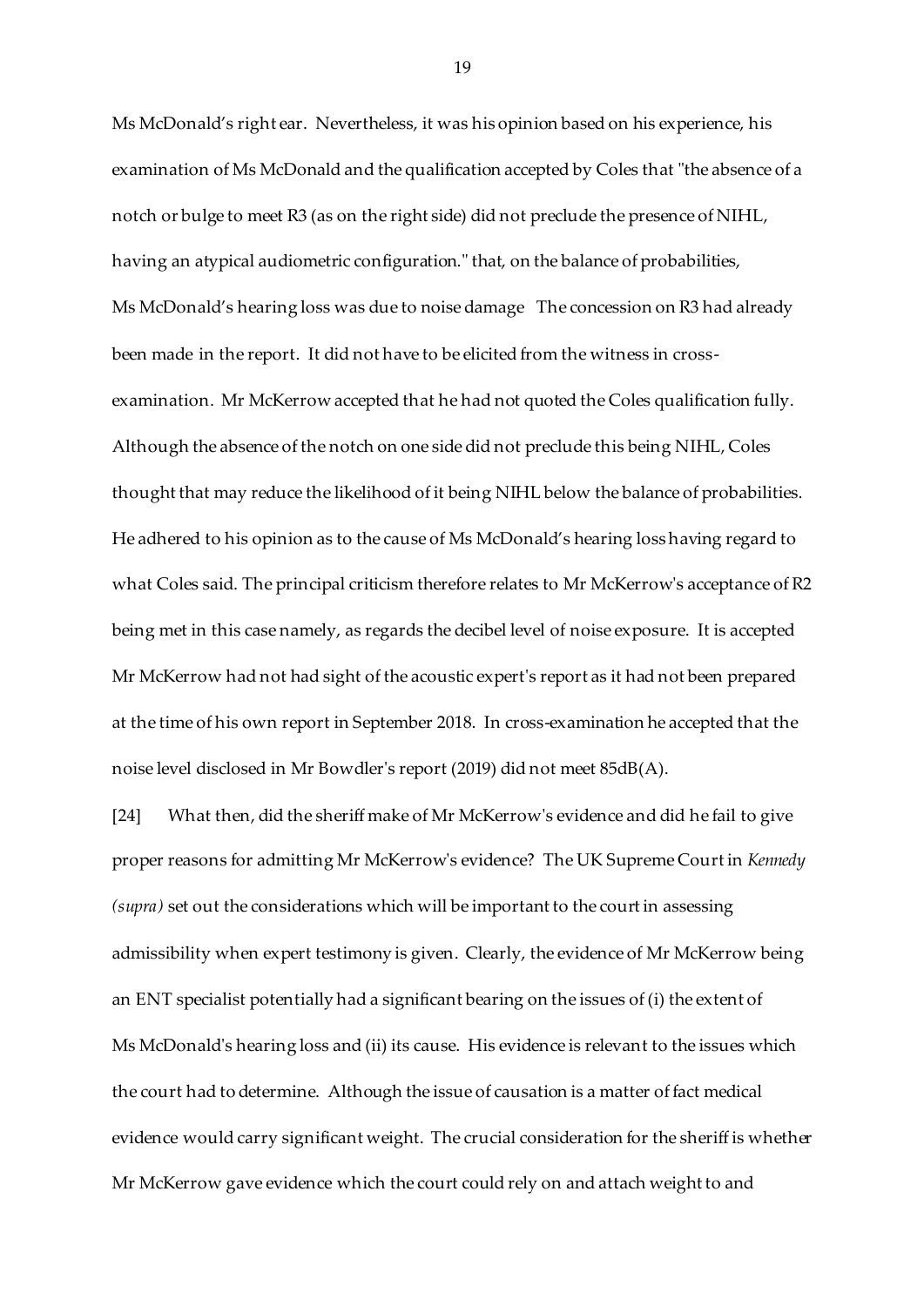Ms McDonald's right ear. Nevertheless, it was his opinion based on his experience, his examination of Ms McDonald and the qualification accepted by Coles that "the absence of a notch or bulge to meet R3 (as on the right side) did not preclude the presence of NIHL, having an atypical audiometric configuration." that, on the balance of probabilities, Ms McDonald's hearing loss was due to noise damage The concession on R3 had already been made in the report. It did not have to be elicited from the witness in cross-examination. Mr McKerrow accepted that he had not quoted the Coles qualification fully. Although the absence of the notch on one side did not preclude this being NIHL, Coles thought that may reduce the likelihood of it being NIHL below the balance of probabilities. He adhered to his opinion as to the cause of Ms McDonald's hearing loss having regard to what Coles said. The principal criticism therefore relates to Mr McKerrow's acceptance of R2 being met in this case namely, as regards the decibel level of noise exposure. It is accepted Mr McKerrow had not had sight of the acoustic expert's report as it had not been prepared at the time of his own report in September 2018. In cross-examination he accepted that the noise level disclosed in Mr Bowdler's report (2019) did not meet 85dB(A).

[24] What then, did the sheriff make of Mr McKerrow's evidence and did he fail to give proper reasons for admitting Mr McKerrow's evidence? The UK Supreme Court in *Kennedy (supra)* set out the considerations which will be important to the court in assessing admissibility when expert testimony is given. Clearly, the evidence of Mr McKerrow being an ENT specialist potentially had a significant bearing on the issues of (i) the extent of Ms McDonald's hearing loss and (ii) its cause. His evidence is relevant to the issues which the court had to determine. Although the issue of causation is a matter of fact medical evidence would carry significant weight. The crucial consideration for the sheriff is whether Mr McKerrow gave evidence which the court could rely on and attach weight to and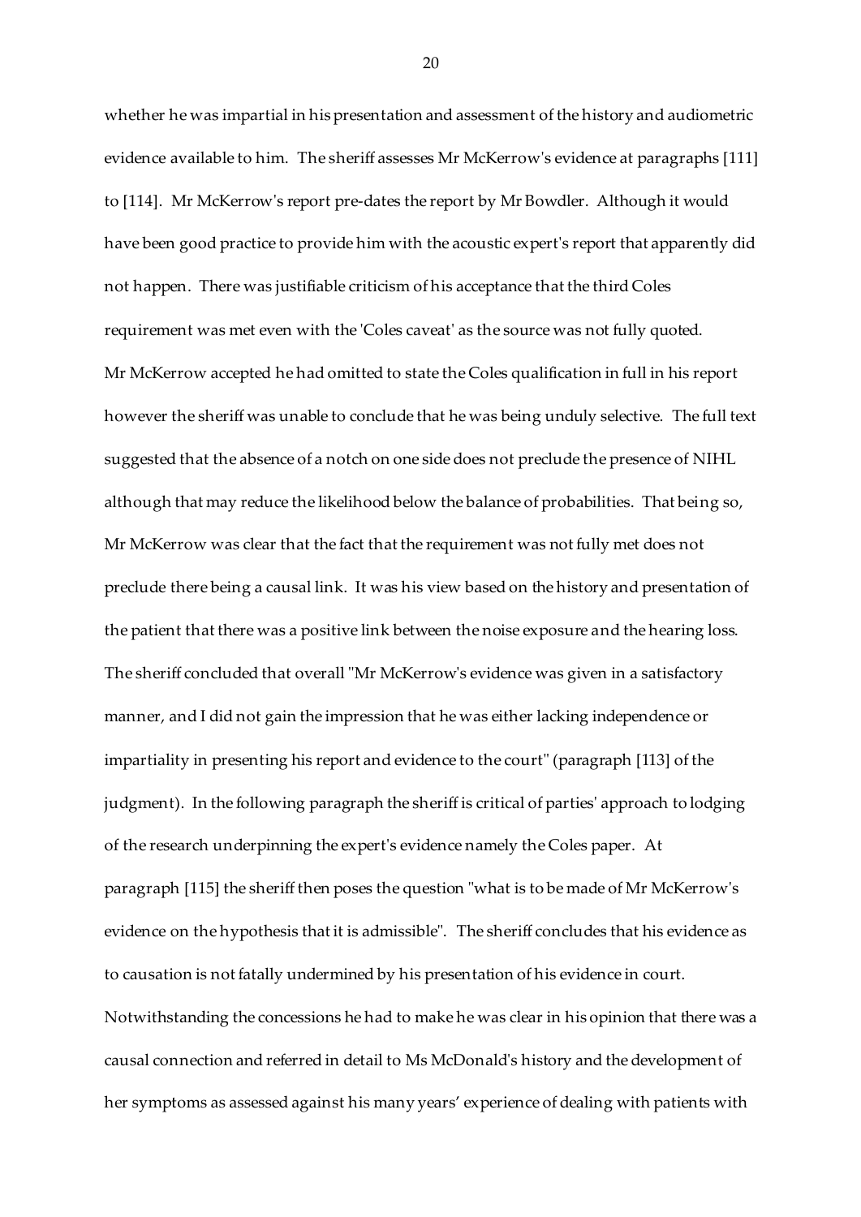whether he was impartial in his presentation and assessment of the history and audiometric evidence available to him. The sheriff assesses Mr McKerrow's evidence at paragraphs [111] to [114]. Mr McKerrow's report pre-dates the report by Mr Bowdler. Although it would have been good practice to provide him with the acoustic expert's report that apparently did not happen. There was justifiable criticism of his acceptance that the third Coles requirement was met even with the 'Coles caveat' as the source was not fully quoted. Mr McKerrow accepted he had omitted to state the Coles qualification in full in his report however the sheriff was unable to conclude that he was being unduly selective. The full text suggested that the absence of a notch on one side does not preclude the presence of NIHL although that may reduce the likelihood below the balance of probabilities. That being so, Mr McKerrow was clear that the fact that the requirement was not fully met does not preclude there being a causal link. It was his view based on the history and presentation of the patient that there was a positive link between the noise exposure and the hearing loss. The sheriff concluded that overall "Mr McKerrow's evidence was given in a satisfactory manner, and I did not gain the impression that he was either lacking independence or impartiality in presenting his report and evidence to the court" (paragraph [113] of the judgment). In the following paragraph the sheriff is critical of parties' approach to lodging of the research underpinning the expert's evidence namely the Coles paper. At paragraph [115] the sheriff then poses the question "what is to be made of Mr McKerrow's evidence on the hypothesis that it is admissible". The sheriff concludes that his evidence as to causation is not fatally undermined by his presentation of his evidence in court. Notwithstanding the concessions he had to make he was clear in his opinion that there was a causal connection and referred in detail to Ms McDonald's history and the development of her symptoms as assessed against his many years' experience of dealing with patients with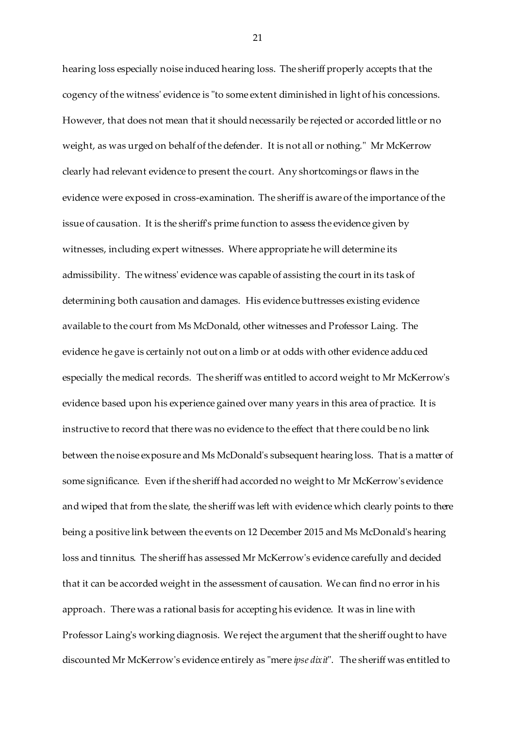hearing loss especially noise induced hearing loss. The sheriff properly accepts that the cogency of the witness' evidence is "to some extent diminished in light of his concessions. However, that does not mean that it should necessarily be rejected or accorded little or no weight, as was urged on behalf of the defender. It is not all or nothing." Mr McKerrow clearly had relevant evidence to present the court. Any shortcomings or flaws in the evidence were exposed in cross-examination. The sheriff is aware of the importance of the issue of causation. It is the sheriff's prime function to assess the evidence given by witnesses, including expert witnesses. Where appropriate he will determine its admissibility. The witness' evidence was capable of assisting the court in its task of determining both causation and damages. His evidence buttresses existing evidence available to the court from Ms McDonald, other witnesses and Professor Laing. The evidence he gave is certainly not out on a limb or at odds with other evidence adduced especially the medical records. The sheriff was entitled to accord weight to Mr McKerrow's evidence based upon his experience gained over many years in this area of practice. It is instructive to record that there was no evidence to the effect that there could be no link between the noise exposure and Ms McDonald's subsequent hearing loss. That is a matter of some significance. Even if the sheriff had accorded no weight to Mr McKerrow's evidence and wiped that from the slate, the sheriff was left with evidence which clearly points to there being a positive link between the events on 12 December 2015 and Ms McDonald's hearing loss and tinnitus. The sheriff has assessed Mr McKerrow's evidence carefully and decided that it can be accorded weight in the assessment of causation. We can find no error in his approach. There was a rational basis for accepting his evidence. It was in line with Professor Laing's working diagnosis. We reject the argument that the sheriff ought to have discounted Mr McKerrow's evidence entirely as "mere *ipse dixit*". The sheriff was entitled to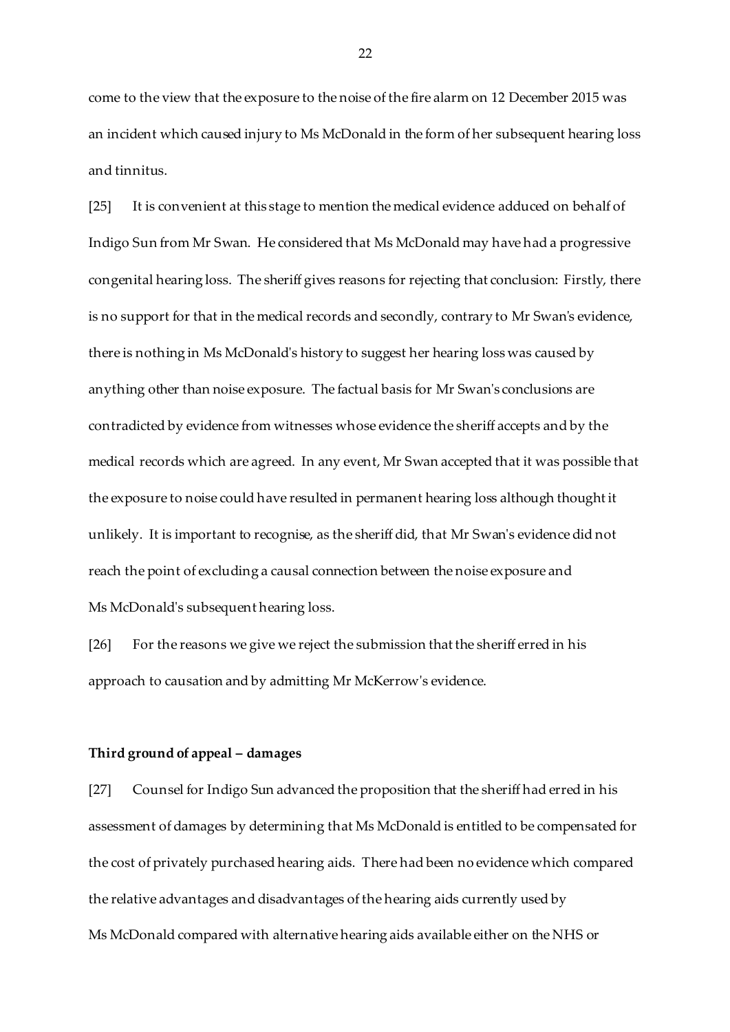come to the view that the exposure to the noise of the fire alarm on 12 December 2015 was an incident which caused injury to Ms McDonald in the form of her subsequent hearing loss and tinnitus.

[25] It is convenient at this stage to mention the medical evidence adduced on behalf of Indigo Sun from Mr Swan. He considered that Ms McDonald may have had a progressive congenital hearing loss. The sheriff gives reasons for rejecting that conclusion: Firstly, there is no support for that in the medical records and secondly, contrary to Mr Swan's evidence, there is nothing in Ms McDonald's history to suggest her hearing loss was caused by anything other than noise exposure. The factual basis for Mr Swan's conclusions are contradicted by evidence from witnesses whose evidence the sheriff accepts and by the medical records which are agreed. In any event, Mr Swan accepted that it was possible that the exposure to noise could have resulted in permanent hearing loss although thought it unlikely. It is important to recognise, as the sheriff did, that Mr Swan's evidence did not reach the point of excluding a causal connection between the noise exposure and Ms McDonald's subsequent hearing loss.

[26] For the reasons we give we reject the submission that the sheriff erred in his approach to causation and by admitting Mr McKerrow's evidence.

**Third ground of appeal – damages**

[27] Counsel for Indigo Sun advanced the proposition that the sheriff had erred in his assessment of damages by determining that Ms McDonald is entitled to be compensated for the cost of privately purchased hearing aids. There had been no evidence which compared the relative advantages and disadvantages of the hearing aids currently used by Ms McDonald compared with alternative hearing aids available either on the NHS or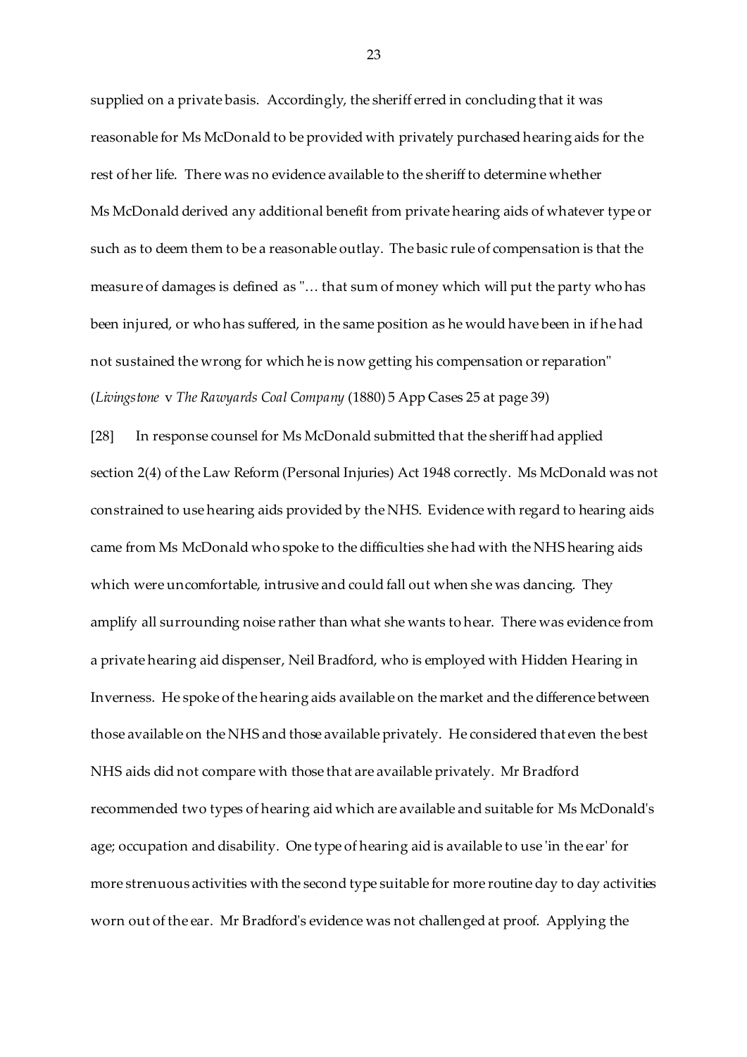supplied on a private basis. Accordingly, the sheriff erred in concluding that it was reasonable for Ms McDonald to be provided with privately purchased hearing aids for the rest of her life. There was no evidence available to the sheriff to determine whether Ms McDonald derived any additional benefit from private hearing aids of whatever type or such as to deem them to be a reasonable outlay. The basic rule of compensation is that the measure of damages is defined as "… that sum of money which will put the party who has been injured, or who has suffered, in the same position as he would have been in if he had not sustained the wrong for which he is now getting his compensation or reparation" (*Livingstone* v *The Rawyards Coal Company* (1880) 5 App Cases 25 at page 39)

[28] In response counsel for Ms McDonald submitted that the sheriff had applied section 2(4) of the Law Reform (Personal Injuries) Act 1948 correctly. Ms McDonald was not constrained to use hearing aids provided by the NHS. Evidence with regard to hearing aids came from Ms McDonald who spoke to the difficulties she had with the NHS hearing aids which were uncomfortable, intrusive and could fall out when she was dancing. They amplify all surrounding noise rather than what she wants to hear. There was evidence from a private hearing aid dispenser, Neil Bradford, who is employed with Hidden Hearing in Inverness. He spoke of the hearing aids available on the market and the difference between those available on the NHS and those available privately. He considered that even the best NHS aids did not compare with those that are available privately. Mr Bradford recommended two types of hearing aid which are available and suitable for Ms McDonald's age; occupation and disability. One type of hearing aid is available to use 'in the ear' for more strenuous activities with the second type suitable for more routine day to day activities worn out of the ear. Mr Bradford's evidence was not challenged at proof. Applying the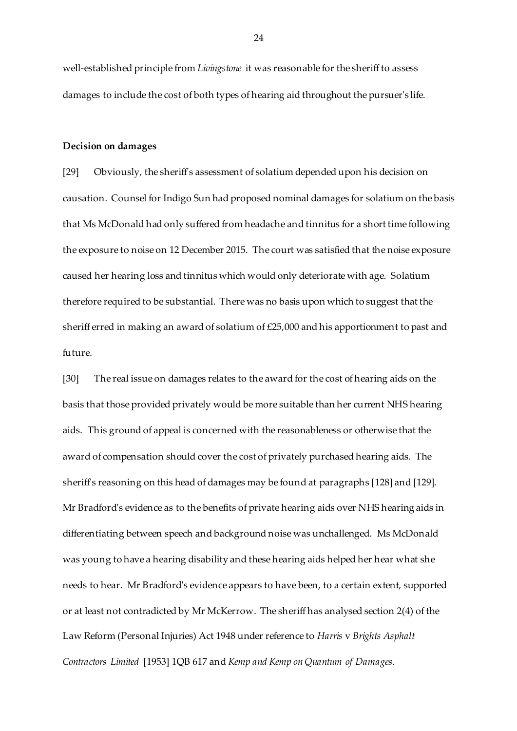well-established principle from *Livingstone* it was reasonable for the sheriff to assess damages to include the cost of both types of hearing aid throughout the pursuer's life.

**Decision on damages**

[29] Obviously, the sheriff's assessment of solatium depended upon his decision on causation. Counsel for Indigo Sun had proposed nominal damages for solatium on the basis that Ms McDonald had only suffered from headache and tinnitus for a short time following the exposure to noise on 12 December 2015. The court was satisfied that the noise exposure caused her hearing loss and tinnitus which would only deteriorate with age. Solatium therefore required to be substantial. There was no basis upon which to suggest that the sheriff erred in making an award of solatium of £25,000 and his apportionment to past and future.

[30] The real issue on damages relates to the award for the cost of hearing aids on the basis that those provided privately would be more suitable than her current NHS hearing aids. This ground of appeal is concerned with the reasonableness or otherwise that the award of compensation should cover the cost of privately purchased hearing aids. The sheriff's reasoning on this head of damages may be found at paragraphs [128] and [129]. Mr Bradford's evidence as to the benefits of private hearing aids over NHS hearing aids in differentiating between speech and background noise was unchallenged. Ms McDonald was young to have a hearing disability and these hearing aids helped her hear what she needs to hear. Mr Bradford's evidence appears to have been, to a certain extent, supported or at least not contradicted by Mr McKerrow. The sheriff has analysed section 2(4) of the Law Reform (Personal Injuries) Act 1948 under reference to *Harris* v *Brights Asphalt Contractors Limited* [1953] 1QB 617 and *Kemp and Kemp on Quantum of Damages*.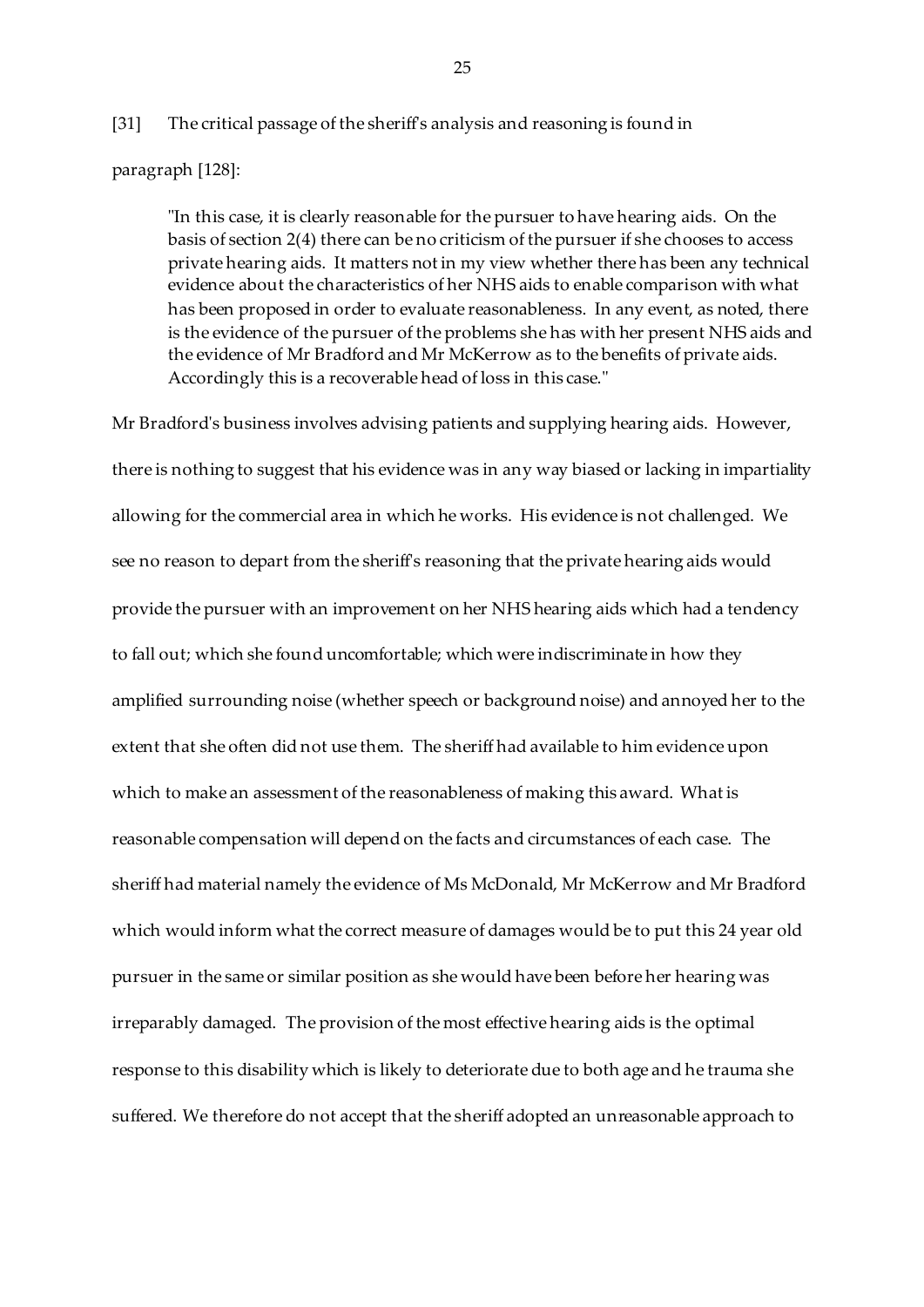[31] The critical passage of the sheriff's analysis and reasoning is found in paragraph [128]:

> "In this case, it is clearly reasonable for the pursuer to have hearing aids. On the basis of section 2(4) there can be no criticism of the pursuer if she chooses to access private hearing aids. It matters not in my view whether there has been any technical evidence about the characteristics of her NHS aids to enable comparison with what has been proposed in order to evaluate reasonableness. In any event, as noted, there is the evidence of the pursuer of the problems she has with her present NHS aids and the evidence of Mr Bradford and Mr McKerrow as to the benefits of private aids. Accordingly this is a recoverable head of loss in this case."

Mr Bradford's business involves advising patients and supplying hearing aids. However, there is nothing to suggest that his evidence was in any way biased or lacking in impartiality allowing for the commercial area in which he works. His evidence is not challenged. We see no reason to depart from the sheriff's reasoning that the private hearing aids would provide the pursuer with an improvement on her NHS hearing aids which had a tendency to fall out; which she found uncomfortable; which were indiscriminate in how they amplified surrounding noise (whether speech or background noise) and annoyed her to the extent that she often did not use them. The sheriff had available to him evidence upon which to make an assessment of the reasonableness of making this award. What is reasonable compensation will depend on the facts and circumstances of each case. The sheriff had material namely the evidence of Ms McDonald, Mr McKerrow and Mr Bradford which would inform what the correct measure of damages would be to put this 24 year old pursuer in the same or similar position as she would have been before her hearing was irreparably damaged. The provision of the most effective hearing aids is the optimal response to this disability which is likely to deteriorate due to both age and he trauma she suffered. We therefore do not accept that the sheriff adopted an unreasonable approach to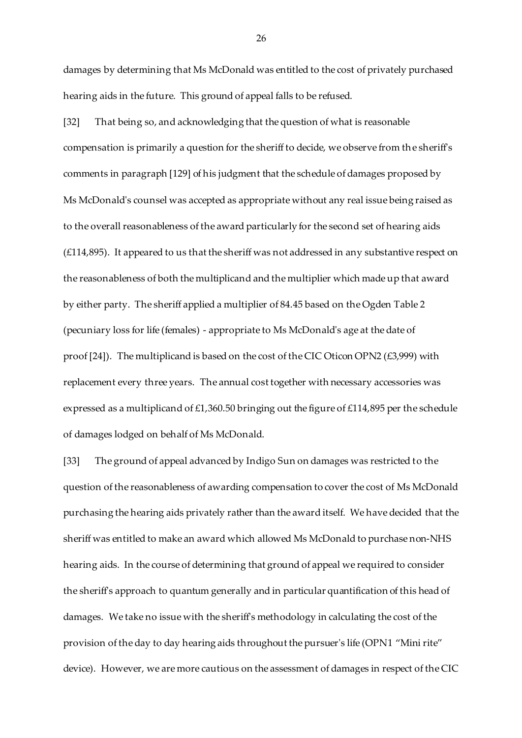damages by determining that Ms McDonald was entitled to the cost of privately purchased hearing aids in the future. This ground of appeal falls to be refused.

[32] That being so, and acknowledging that the question of what is reasonable compensation is primarily a question for the sheriff to decide, we observe from the sheriff's comments in paragraph [129] of his judgment that the schedule of damages proposed by Ms McDonald's counsel was accepted as appropriate without any real issue being raised as to the overall reasonableness of the award particularly for the second set of hearing aids (£114,895). It appeared to us that the sheriff was not addressed in any substantive respect on the reasonableness of both the multiplicand and the multiplier which made up that award by either party. The sheriff applied a multiplier of 84.45 based on the Ogden Table 2 (pecuniary loss for life (females) - appropriate to Ms McDonald's age at the date of proof [24]). The multiplicand is based on the cost of the CIC Oticon OPN2 (£3,999) with replacement every three years. The annual cost together with necessary accessories was expressed as a multiplicand of £1,360.50 bringing out the figure of £114,895 per the schedule of damages lodged on behalf of Ms McDonald.

[33] The ground of appeal advanced by Indigo Sun on damages was restricted to the question of the reasonableness of awarding compensation to cover the cost of Ms McDonald purchasing the hearing aids privately rather than the award itself. We have decided that the sheriff was entitled to make an award which allowed Ms McDonald to purchase non-NHS hearing aids. In the course of determining that ground of appeal we required to consider the sheriff's approach to quantum generally and in particular quantification of this head of damages. We take no issue with the sheriff's methodology in calculating the cost of the provision of the day to day hearing aids throughout the pursuer's life (OPN1 "Mini rite" device). However, we are more cautious on the assessment of damages in respect of the CIC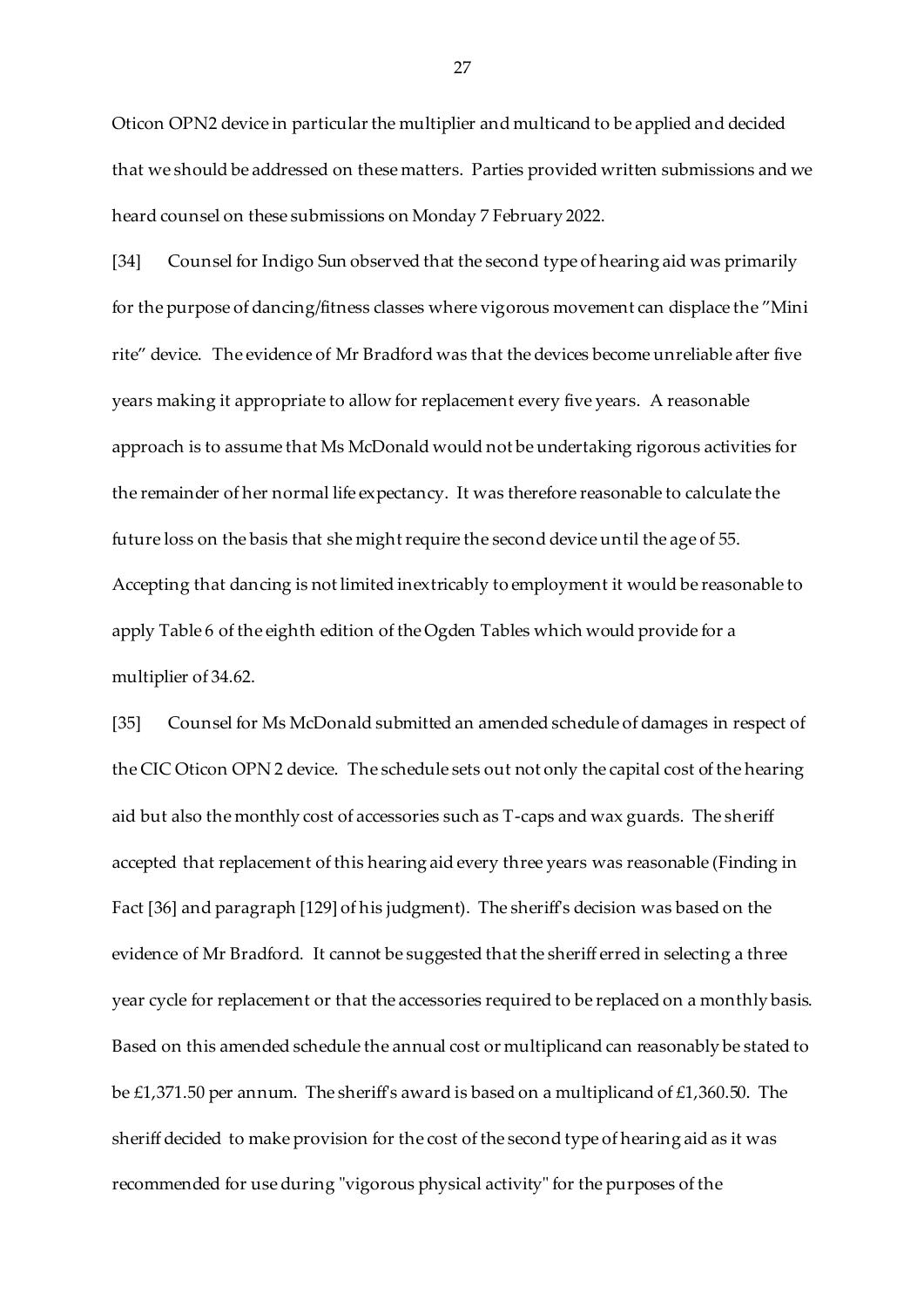Oticon OPN2 device in particular the multiplier and multicand to be applied and decided that we should be addressed on these matters. Parties provided written submissions and we heard counsel on these submissions on Monday 7 February 2022.

[34] Counsel for Indigo Sun observed that the second type of hearing aid was primarily for the purpose of dancing/fitness classes where vigorous movement can displace the "Mini rite" device. The evidence of Mr Bradford was that the devices become unreliable after five years making it appropriate to allow for replacement every five years. A reasonable approach is to assume that Ms McDonald would not be undertaking rigorous activities for the remainder of her normal life expectancy. It was therefore reasonable to calculate the future loss on the basis that she might require the second device until the age of 55. Accepting that dancing is not limited inextricably to employment it would be reasonable to apply Table 6 of the eighth edition of the Ogden Tables which would provide for a multiplier of 34.62.

[35] Counsel for Ms McDonald submitted an amended schedule of damages in respect of the CIC Oticon OPN 2 device. The schedule sets out not only the capital cost of the hearing aid but also the monthly cost of accessories such as T-caps and wax guards. The sheriff accepted that replacement of this hearing aid every three years was reasonable (Finding in Fact [36] and paragraph [129] of his judgment). The sheriff's decision was based on the evidence of Mr Bradford. It cannot be suggested that the sheriff erred in selecting a three year cycle for replacement or that the accessories required to be replaced on a monthly basis. Based on this amended schedule the annual cost or multiplicand can reasonably be stated to be £1,371.50 per annum. The sheriff's award is based on a multiplicand of £1,360.50. The sheriff decided to make provision for the cost of the second type of hearing aid as it was recommended for use during "vigorous physical activity" for the purposes of the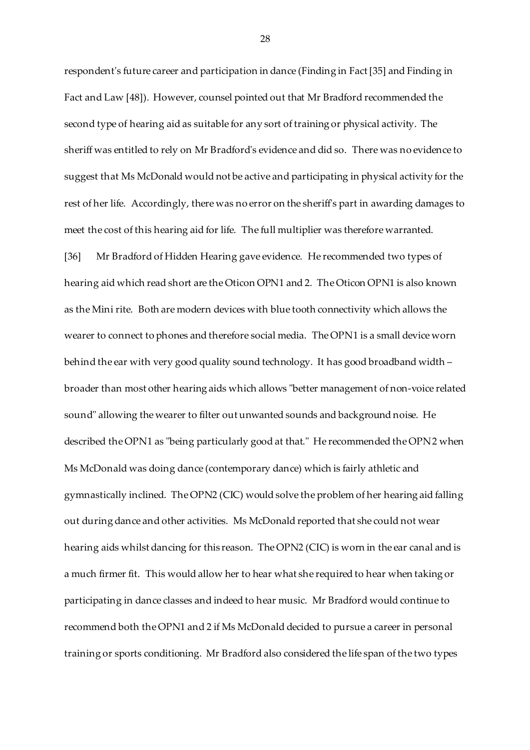respondent's future career and participation in dance (Finding in Fact [35] and Finding in Fact and Law [48]). However, counsel pointed out that Mr Bradford recommended the second type of hearing aid as suitable for any sort of training or physical activity. The sheriff was entitled to rely on Mr Bradford's evidence and did so. There was no evidence to suggest that Ms McDonald would not be active and participating in physical activity for the rest of her life. Accordingly, there was no error on the sheriff's part in awarding damages to meet the cost of this hearing aid for life. The full multiplier was therefore warranted.

[36] Mr Bradford of Hidden Hearing gave evidence. He recommended two types of hearing aid which read short are the Oticon OPN1 and 2. The Oticon OPN1 is also known as the Mini rite. Both are modern devices with blue tooth connectivity which allows the wearer to connect to phones and therefore social media. The OPN1 is a small device worn behind the ear with very good quality sound technology. It has good broadband width – broader than most other hearing aids which allows "better management of non-voice related sound" allowing the wearer to filter out unwanted sounds and background noise. He described the OPN1 as "being particularly good at that." He recommended the OPN2 when Ms McDonald was doing dance (contemporary dance) which is fairly athletic and gymnastically inclined. The OPN2 (CIC) would solve the problem of her hearing aid falling out during dance and other activities. Ms McDonald reported that she could not wear hearing aids whilst dancing for this reason. The OPN2 (CIC) is worn in the ear canal and is a much firmer fit. This would allow her to hear what she required to hear when taking or participating in dance classes and indeed to hear music. Mr Bradford would continue to recommend both the OPN1 and 2 if Ms McDonald decided to pursue a career in personal training or sports conditioning. Mr Bradford also considered the life span of the two types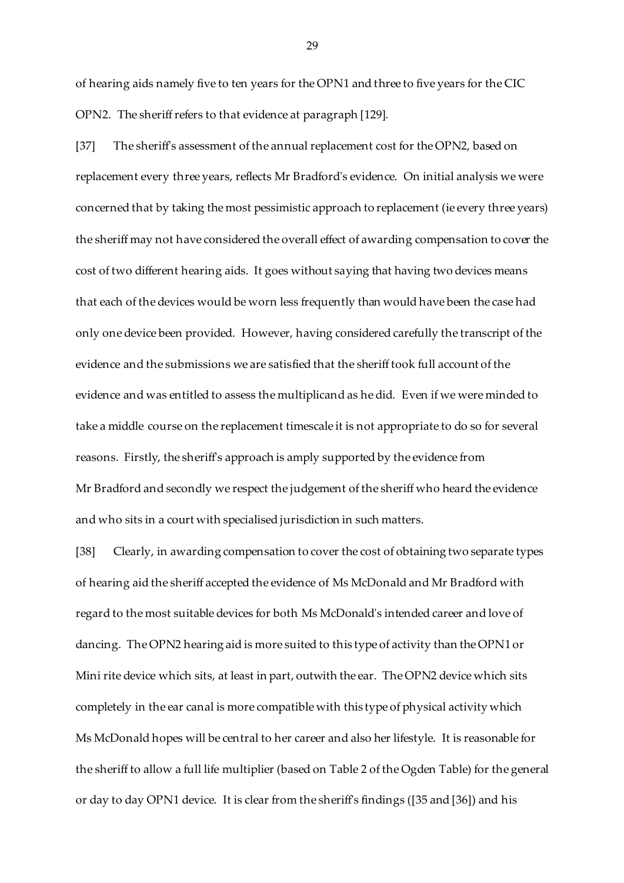of hearing aids namely five to ten years for the OPN1 and three to five years for the CIC OPN2. The sheriff refers to that evidence at paragraph [129].

[37] The sheriff's assessment of the annual replacement cost for the OPN2, based on replacement every three years, reflects Mr Bradford's evidence. On initial analysis we were concerned that by taking the most pessimistic approach to replacement (ie every three years) the sheriff may not have considered the overall effect of awarding compensation to cover the cost of two different hearing aids. It goes without saying that having two devices means that each of the devices would be worn less frequently than would have been the case had only one device been provided. However, having considered carefully the transcript of the evidence and the submissions we are satisfied that the sheriff took full account of the evidence and was entitled to assess the multiplicand as he did. Even if we were minded to take a middle course on the replacement timescale it is not appropriate to do so for several reasons. Firstly, the sheriff's approach is amply supported by the evidence from Mr Bradford and secondly we respect the judgement of the sheriff who heard the evidence and who sits in a court with specialised jurisdiction in such matters.

[38] Clearly, in awarding compensation to cover the cost of obtaining two separate types of hearing aid the sheriff accepted the evidence of Ms McDonald and Mr Bradford with regard to the most suitable devices for both Ms McDonald's intended career and love of dancing. The OPN2 hearing aid is more suited to this type of activity than the OPN1 or Mini rite device which sits, at least in part, outwith the ear. The OPN2 device which sits completely in the ear canal is more compatible with this type of physical activity which Ms McDonald hopes will be central to her career and also her lifestyle. It is reasonable for the sheriff to allow a full life multiplier (based on Table 2 of the Ogden Table) for the general or day to day OPN1 device. It is clear from the sheriff's findings ([35 and [36]) and his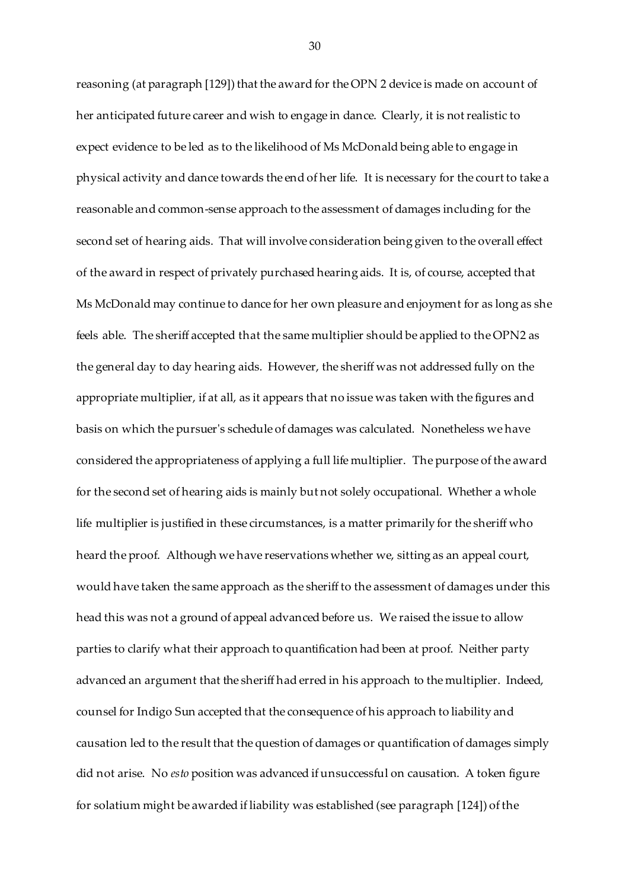reasoning (at paragraph [129]) that the award for the OPN 2 device is made on account of her anticipated future career and wish to engage in dance. Clearly, it is not realistic to expect evidence to be led as to the likelihood of Ms McDonald being able to engage in physical activity and dance towards the end of her life. It is necessary for the court to take a reasonable and common-sense approach to the assessment of damages including for the second set of hearing aids. That will involve consideration being given to the overall effect of the award in respect of privately purchased hearing aids. It is, of course, accepted that Ms McDonald may continue to dance for her own pleasure and enjoyment for as long as she feels able. The sheriff accepted that the same multiplier should be applied to the OPN2 as the general day to day hearing aids. However, the sheriff was not addressed fully on the appropriate multiplier, if at all, as it appears that no issue was taken with the figures and basis on which the pursuer's schedule of damages was calculated. Nonetheless we have considered the appropriateness of applying a full life multiplier. The purpose of the award for the second set of hearing aids is mainly but not solely occupational. Whether a whole life multiplier is justified in these circumstances, is a matter primarily for the sheriff who heard the proof. Although we have reservations whether we, sitting as an appeal court, would have taken the same approach as the sheriff to the assessment of damages under this head this was not a ground of appeal advanced before us. We raised the issue to allow parties to clarify what their approach to quantification had been at proof. Neither party advanced an argument that the sheriff had erred in his approach to the multiplier. Indeed, counsel for Indigo Sun accepted that the consequence of his approach to liability and causation led to the result that the question of damages or quantification of damages simply did not arise. No *esto* position was advanced if unsuccessful on causation. A token figure for solatium might be awarded if liability was established (see paragraph [124]) of the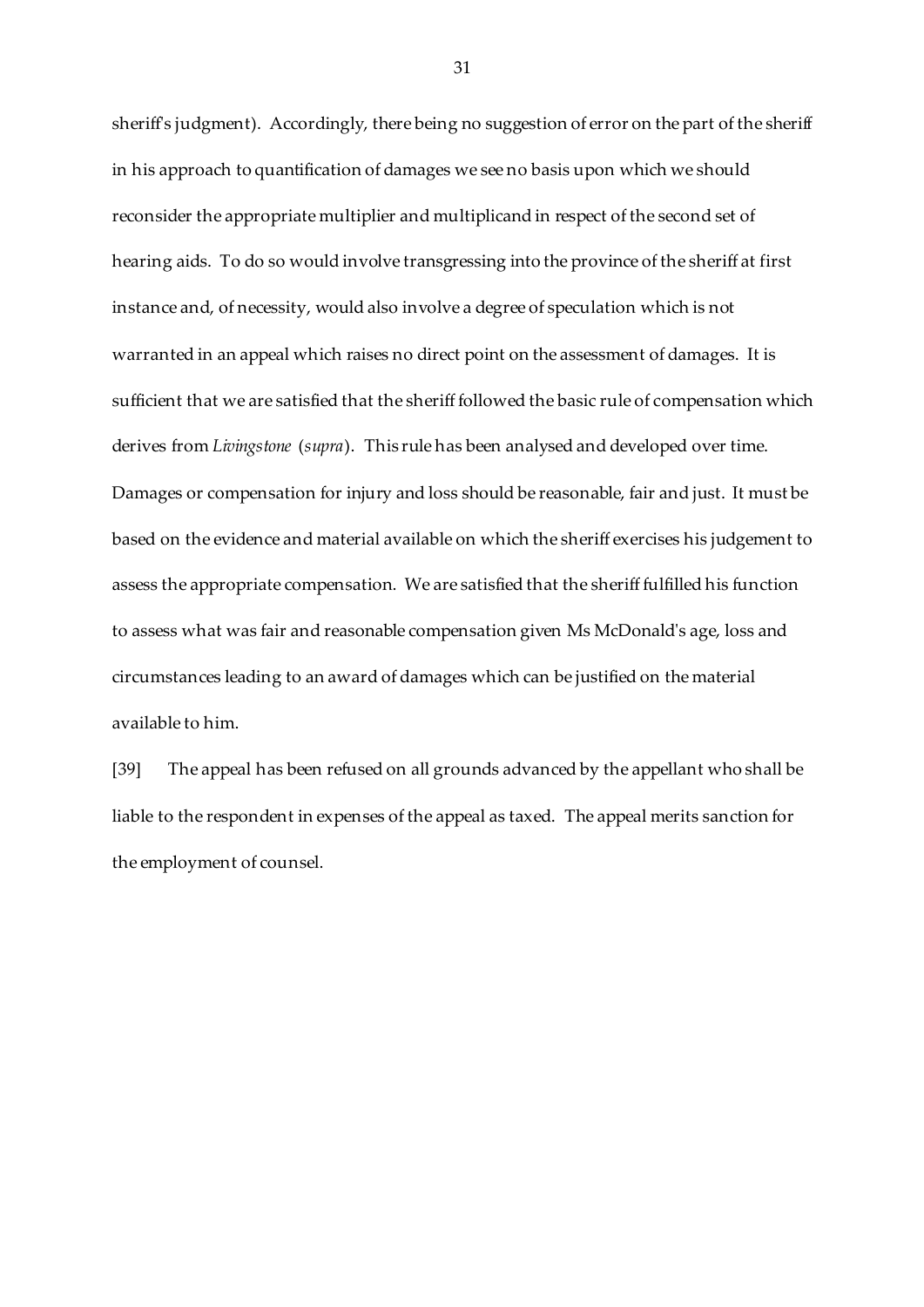sheriff's judgment). Accordingly, there being no suggestion of error on the part of the sheriff in his approach to quantification of damages we see no basis upon which we should reconsider the appropriate multiplier and multiplicand in respect of the second set of hearing aids. To do so would involve transgressing into the province of the sheriff at first instance and, of necessity, would also involve a degree of speculation which is not warranted in an appeal which raises no direct point on the assessment of damages. It is sufficient that we are satisfied that the sheriff followed the basic rule of compensation which derives from *Livingstone* (*supra*). This rule has been analysed and developed over time. Damages or compensation for injury and loss should be reasonable, fair and just. It must be based on the evidence and material available on which the sheriff exercises his judgement to assess the appropriate compensation. We are satisfied that the sheriff fulfilled his function to assess what was fair and reasonable compensation given Ms McDonald's age, loss and circumstances leading to an award of damages which can be justified on the material available to him.

[39] The appeal has been refused on all grounds advanced by the appellant who shall be liable to the respondent in expenses of the appeal as taxed. The appeal merits sanction for the employment of counsel.